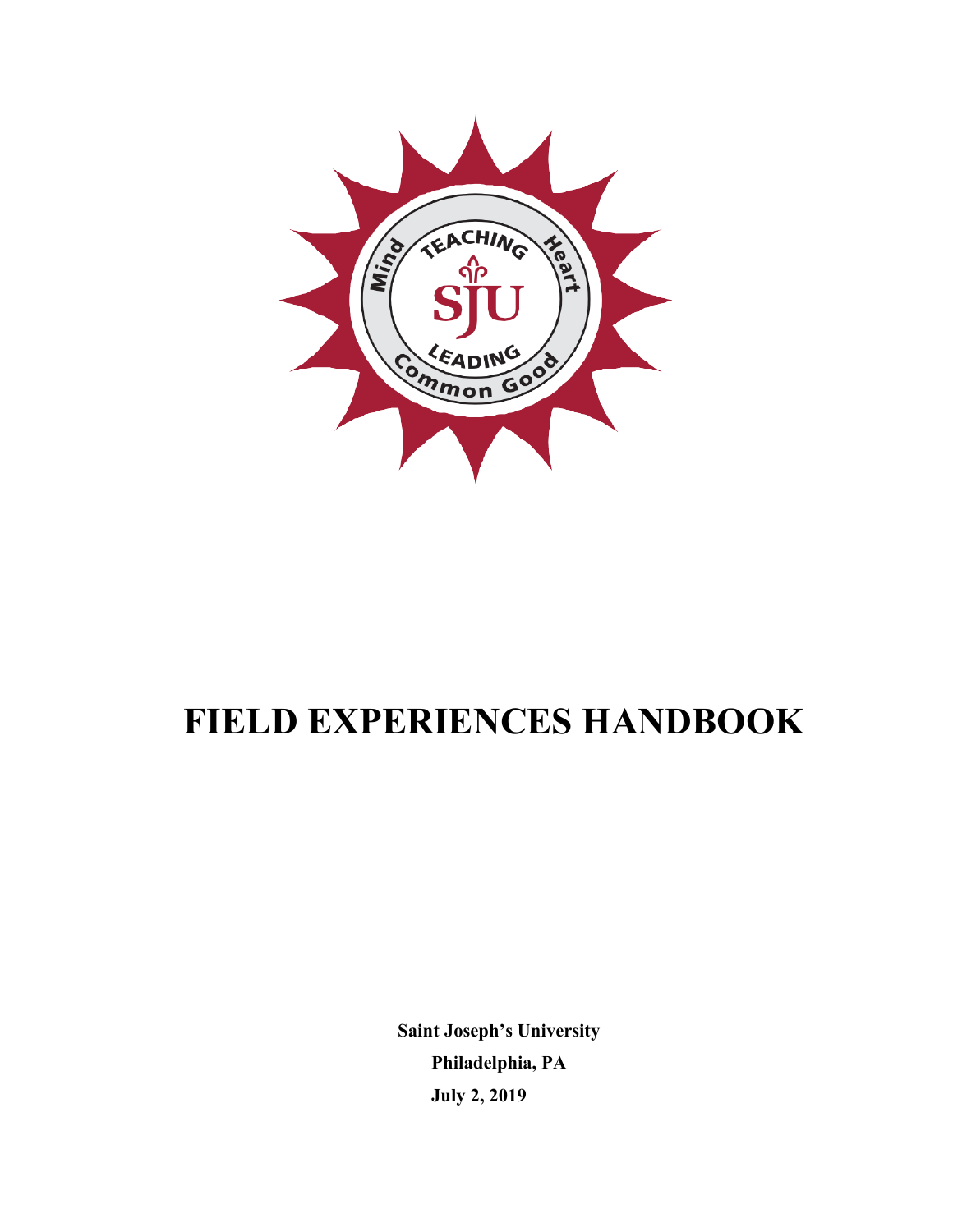# FIELD EXPERIENCES HANDBOOK

**Saint Joseph's University**

**Philadelphia, PA**

**July 2, 2019**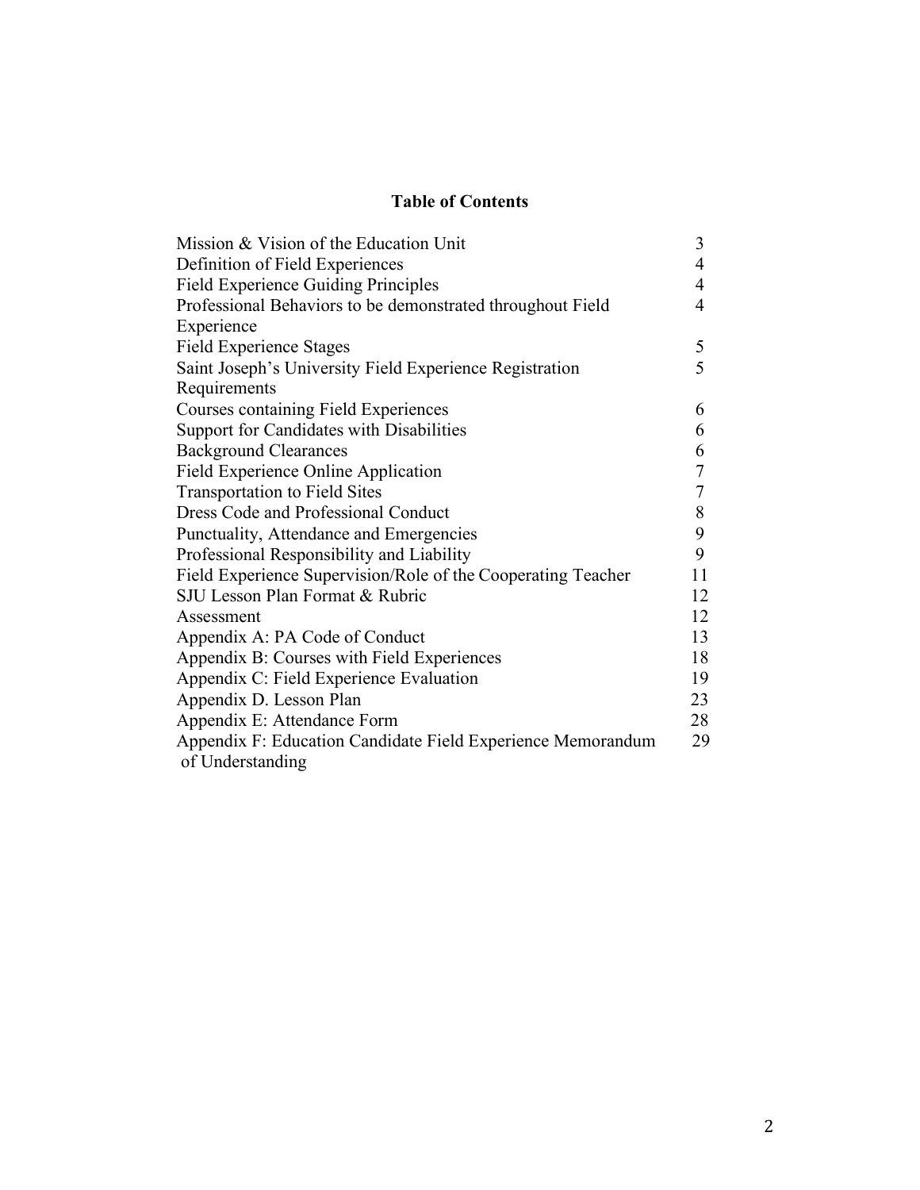# Table of Contents

| | |
|---|---|
| Mission & Vision of the Education Unit | 3 |
| Definition of Field Experiences | 4 |
| Field Experience Guiding Principles | 4 |
| Professional Behaviors to be demonstrated throughout Field Experience | 4 |
| Field Experience Stages | 5 |
| Saint Joseph's University Field Experience Registration Requirements | 5 |
| Courses containing Field Experiences | 6 |
| Support for Candidates with Disabilities | 6 |
| Background Clearances | 6 |
| Field Experience Online Application | 7 |
| Transportation to Field Sites | 7 |
| Dress Code and Professional Conduct | 8 |
| Punctuality, Attendance and Emergencies | 9 |
| Professional Responsibility and Liability | 9 |
| Field Experience Supervision/Role of the Cooperating Teacher | 11 |
| SJU Lesson Plan Format & Rubric | 12 |
| Assessment | 12 |
| Appendix A: PA Code of Conduct | 13 |
| Appendix B: Courses with Field Experiences | 18 |
| Appendix C: Field Experience Evaluation | 19 |
| Appendix D. Lesson Plan | 23 |
| Appendix E: Attendance Form | 28 |
| Appendix F: Education Candidate Field Experience Memorandum of Understanding | 29 |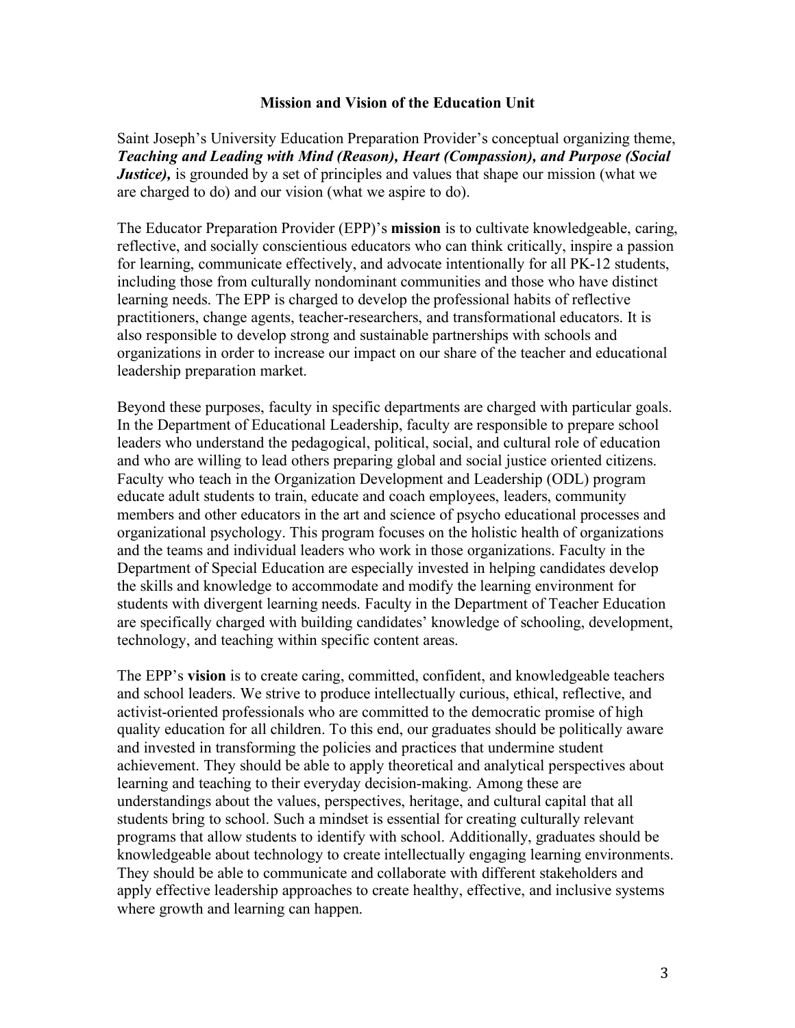## Mission and Vision of the Education Unit

Saint Joseph's University Education Preparation Provider's conceptual organizing theme, ***Teaching and Leading with Mind (Reason), Heart (Compassion), and Purpose (Social Justice),*** is grounded by a set of principles and values that shape our mission (what we are charged to do) and our vision (what we aspire to do).

The Educator Preparation Provider (EPP)'s **mission** is to cultivate knowledgeable, caring, reflective, and socially conscientious educators who can think critically, inspire a passion for learning, communicate effectively, and advocate intentionally for all PK-12 students, including those from culturally nondominant communities and those who have distinct learning needs. The EPP is charged to develop the professional habits of reflective practitioners, change agents, teacher-researchers, and transformational educators. It is also responsible to develop strong and sustainable partnerships with schools and organizations in order to increase our impact on our share of the teacher and educational leadership preparation market.

Beyond these purposes, faculty in specific departments are charged with particular goals. In the Department of Educational Leadership, faculty are responsible to prepare school leaders who understand the pedagogical, political, social, and cultural role of education and who are willing to lead others preparing global and social justice oriented citizens. Faculty who teach in the Organization Development and Leadership (ODL) program educate adult students to train, educate and coach employees, leaders, community members and other educators in the art and science of psycho educational processes and organizational psychology. This program focuses on the holistic health of organizations and the teams and individual leaders who work in those organizations. Faculty in the Department of Special Education are especially invested in helping candidates develop the skills and knowledge to accommodate and modify the learning environment for students with divergent learning needs. Faculty in the Department of Teacher Education are specifically charged with building candidates' knowledge of schooling, development, technology, and teaching within specific content areas.

The EPP's **vision** is to create caring, committed, confident, and knowledgeable teachers and school leaders. We strive to produce intellectually curious, ethical, reflective, and activist-oriented professionals who are committed to the democratic promise of high quality education for all children. To this end, our graduates should be politically aware and invested in transforming the policies and practices that undermine student achievement. They should be able to apply theoretical and analytical perspectives about learning and teaching to their everyday decision-making. Among these are understandings about the values, perspectives, heritage, and cultural capital that all students bring to school. Such a mindset is essential for creating culturally relevant programs that allow students to identify with school. Additionally, graduates should be knowledgeable about technology to create intellectually engaging learning environments. They should be able to communicate and collaborate with different stakeholders and apply effective leadership approaches to create healthy, effective, and inclusive systems where growth and learning can happen.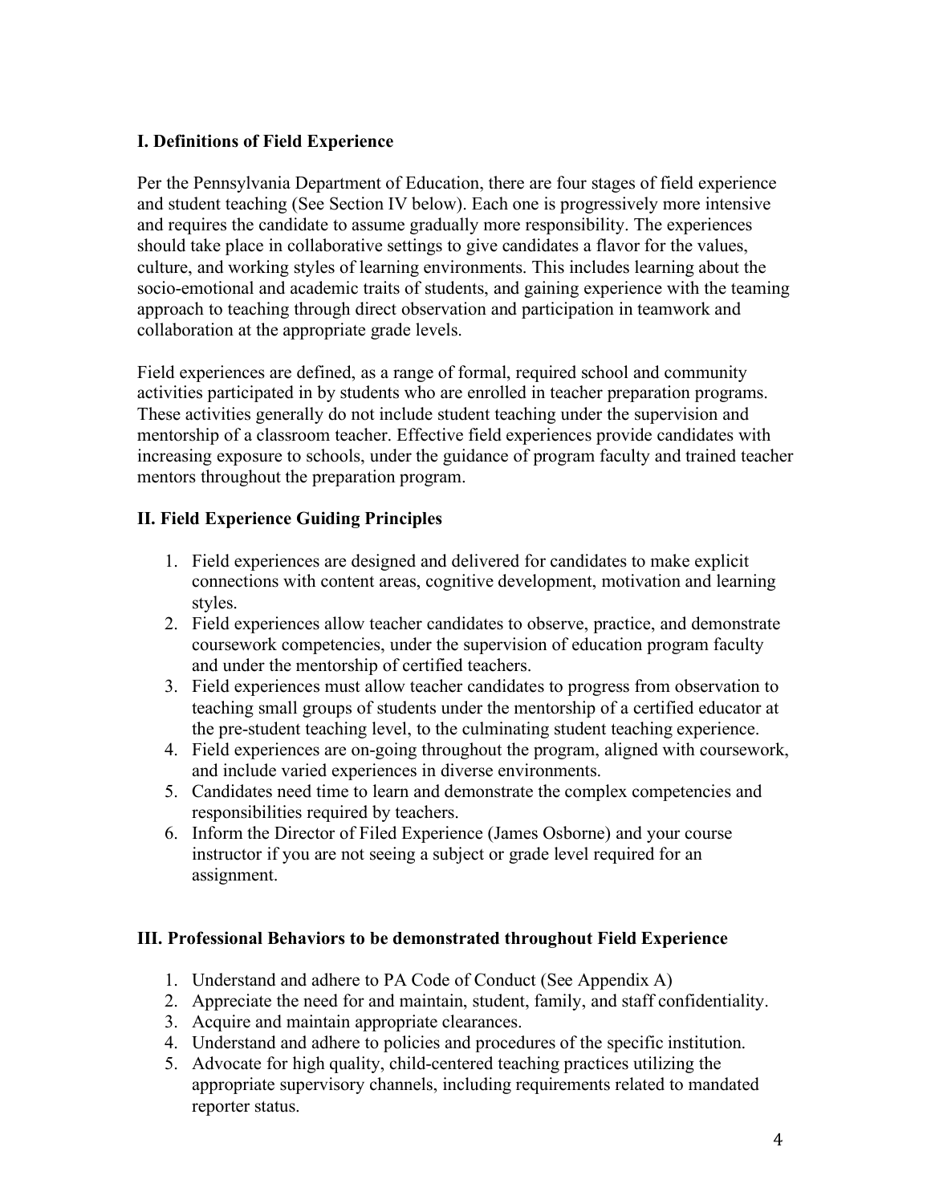### I. Definitions of Field Experience

Per the Pennsylvania Department of Education, there are four stages of field experience and student teaching (See Section IV below). Each one is progressively more intensive and requires the candidate to assume gradually more responsibility. The experiences should take place in collaborative settings to give candidates a flavor for the values, culture, and working styles of learning environments. This includes learning about the socio-emotional and academic traits of students, and gaining experience with the teaming approach to teaching through direct observation and participation in teamwork and collaboration at the appropriate grade levels.

Field experiences are defined, as a range of formal, required school and community activities participated in by students who are enrolled in teacher preparation programs. These activities generally do not include student teaching under the supervision and mentorship of a classroom teacher. Effective field experiences provide candidates with increasing exposure to schools, under the guidance of program faculty and trained teacher mentors throughout the preparation program.

### II. Field Experience Guiding Principles

1. Field experiences are designed and delivered for candidates to make explicit connections with content areas, cognitive development, motivation and learning styles.
2. Field experiences allow teacher candidates to observe, practice, and demonstrate coursework competencies, under the supervision of education program faculty and under the mentorship of certified teachers.
3. Field experiences must allow teacher candidates to progress from observation to teaching small groups of students under the mentorship of a certified educator at the pre-student teaching level, to the culminating student teaching experience.
4. Field experiences are on-going throughout the program, aligned with coursework, and include varied experiences in diverse environments.
5. Candidates need time to learn and demonstrate the complex competencies and responsibilities required by teachers.
6. Inform the Director of Filed Experience (James Osborne) and your course instructor if you are not seeing a subject or grade level required for an assignment.

### III. Professional Behaviors to be demonstrated throughout Field Experience

1. Understand and adhere to PA Code of Conduct (See Appendix A)
2. Appreciate the need for and maintain, student, family, and staff confidentiality.
3. Acquire and maintain appropriate clearances.
4. Understand and adhere to policies and procedures of the specific institution.
5. Advocate for high quality, child-centered teaching practices utilizing the appropriate supervisory channels, including requirements related to mandated reporter status.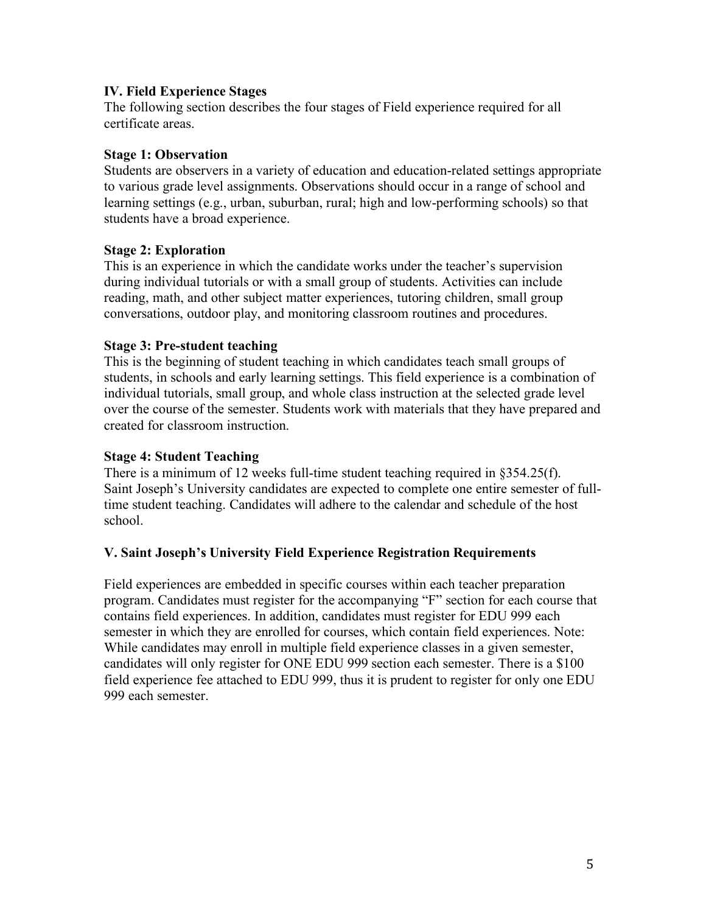## IV. Field Experience Stages

The following section describes the four stages of Field experience required for all certificate areas.

### Stage 1: Observation

Students are observers in a variety of education and education-related settings appropriate to various grade level assignments. Observations should occur in a range of school and learning settings (e.g., urban, suburban, rural; high and low-performing schools) so that students have a broad experience.

### Stage 2: Exploration

This is an experience in which the candidate works under the teacher's supervision during individual tutorials or with a small group of students. Activities can include reading, math, and other subject matter experiences, tutoring children, small group conversations, outdoor play, and monitoring classroom routines and procedures.

### Stage 3: Pre-student teaching

This is the beginning of student teaching in which candidates teach small groups of students, in schools and early learning settings. This field experience is a combination of individual tutorials, small group, and whole class instruction at the selected grade level over the course of the semester. Students work with materials that they have prepared and created for classroom instruction.

### Stage 4: Student Teaching

There is a minimum of 12 weeks full-time student teaching required in §354.25(f). Saint Joseph's University candidates are expected to complete one entire semester of full-time student teaching. Candidates will adhere to the calendar and schedule of the host school.

## V. Saint Joseph's University Field Experience Registration Requirements

Field experiences are embedded in specific courses within each teacher preparation program. Candidates must register for the accompanying "F" section for each course that contains field experiences. In addition, candidates must register for EDU 999 each semester in which they are enrolled for courses, which contain field experiences. Note: While candidates may enroll in multiple field experience classes in a given semester, candidates will only register for ONE EDU 999 section each semester. There is a $100 field experience fee attached to EDU 999, thus it is prudent to register for only one EDU 999 each semester.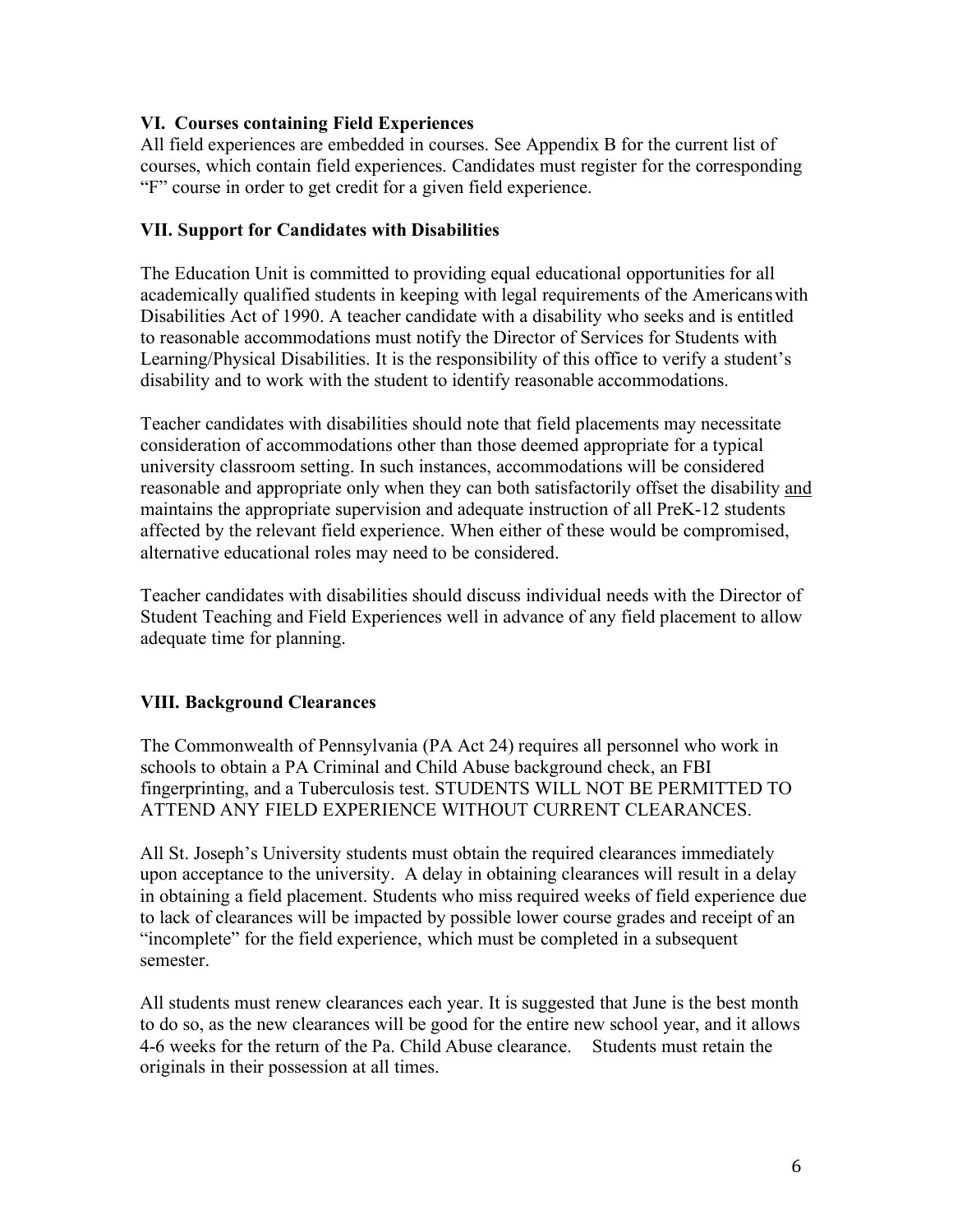### VI. Courses containing Field Experiences

All field experiences are embedded in courses. See Appendix B for the current list of courses, which contain field experiences. Candidates must register for the corresponding "F" course in order to get credit for a given field experience.

### VII. Support for Candidates with Disabilities

The Education Unit is committed to providing equal educational opportunities for all academically qualified students in keeping with legal requirements of the Americans with Disabilities Act of 1990. A teacher candidate with a disability who seeks and is entitled to reasonable accommodations must notify the Director of Services for Students with Learning/Physical Disabilities. It is the responsibility of this office to verify a student's disability and to work with the student to identify reasonable accommodations.

Teacher candidates with disabilities should note that field placements may necessitate consideration of accommodations other than those deemed appropriate for a typical university classroom setting. In such instances, accommodations will be considered reasonable and appropriate only when they can both satisfactorily offset the disability <u>and</u> maintains the appropriate supervision and adequate instruction of all PreK-12 students affected by the relevant field experience. When either of these would be compromised, alternative educational roles may need to be considered.

Teacher candidates with disabilities should discuss individual needs with the Director of Student Teaching and Field Experiences well in advance of any field placement to allow adequate time for planning.

### VIII. Background Clearances

The Commonwealth of Pennsylvania (PA Act 24) requires all personnel who work in schools to obtain a PA Criminal and Child Abuse background check, an FBI fingerprinting, and a Tuberculosis test. STUDENTS WILL NOT BE PERMITTED TO ATTEND ANY FIELD EXPERIENCE WITHOUT CURRENT CLEARANCES.

All St. Joseph's University students must obtain the required clearances immediately upon acceptance to the university. A delay in obtaining clearances will result in a delay in obtaining a field placement. Students who miss required weeks of field experience due to lack of clearances will be impacted by possible lower course grades and receipt of an "incomplete" for the field experience, which must be completed in a subsequent semester.

All students must renew clearances each year. It is suggested that June is the best month to do so, as the new clearances will be good for the entire new school year, and it allows 4-6 weeks for the return of the Pa. Child Abuse clearance. Students must retain the originals in their possession at all times.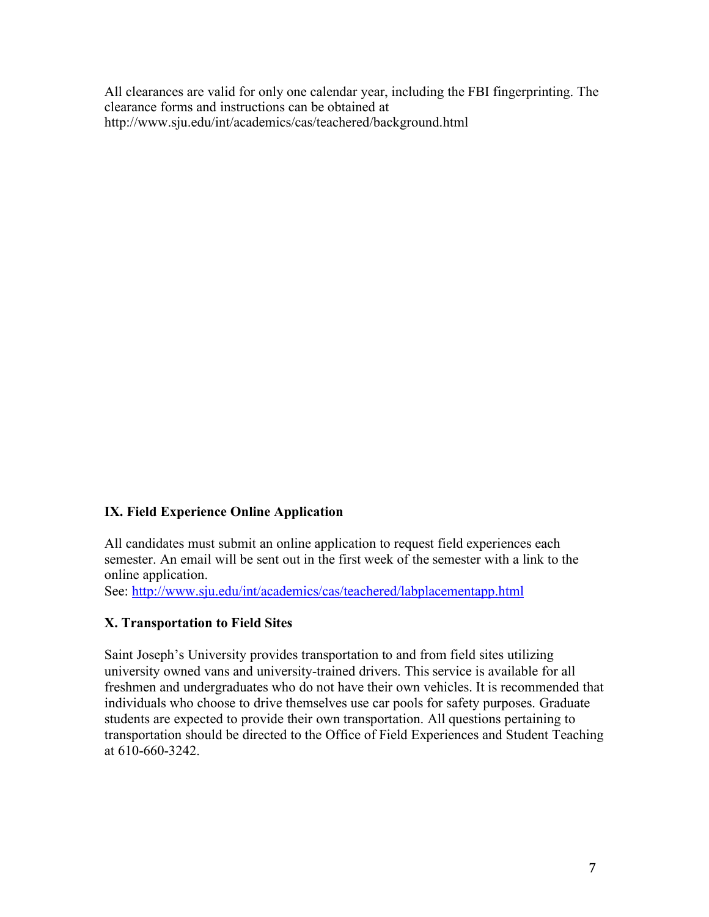All clearances are valid for only one calendar year, including the FBI fingerprinting. The clearance forms and instructions can be obtained at http://www.sju.edu/int/academics/cas/teachered/background.html

### IX. Field Experience Online Application

All candidates must submit an online application to request field experiences each semester. An email will be sent out in the first week of the semester with a link to the online application.
See: http://www.sju.edu/int/academics/cas/teachered/labplacementapp.html

### X. Transportation to Field Sites

Saint Joseph's University provides transportation to and from field sites utilizing university owned vans and university-trained drivers. This service is available for all freshmen and undergraduates who do not have their own vehicles. It is recommended that individuals who choose to drive themselves use car pools for safety purposes. Graduate students are expected to provide their own transportation. All questions pertaining to transportation should be directed to the Office of Field Experiences and Student Teaching at 610-660-3242.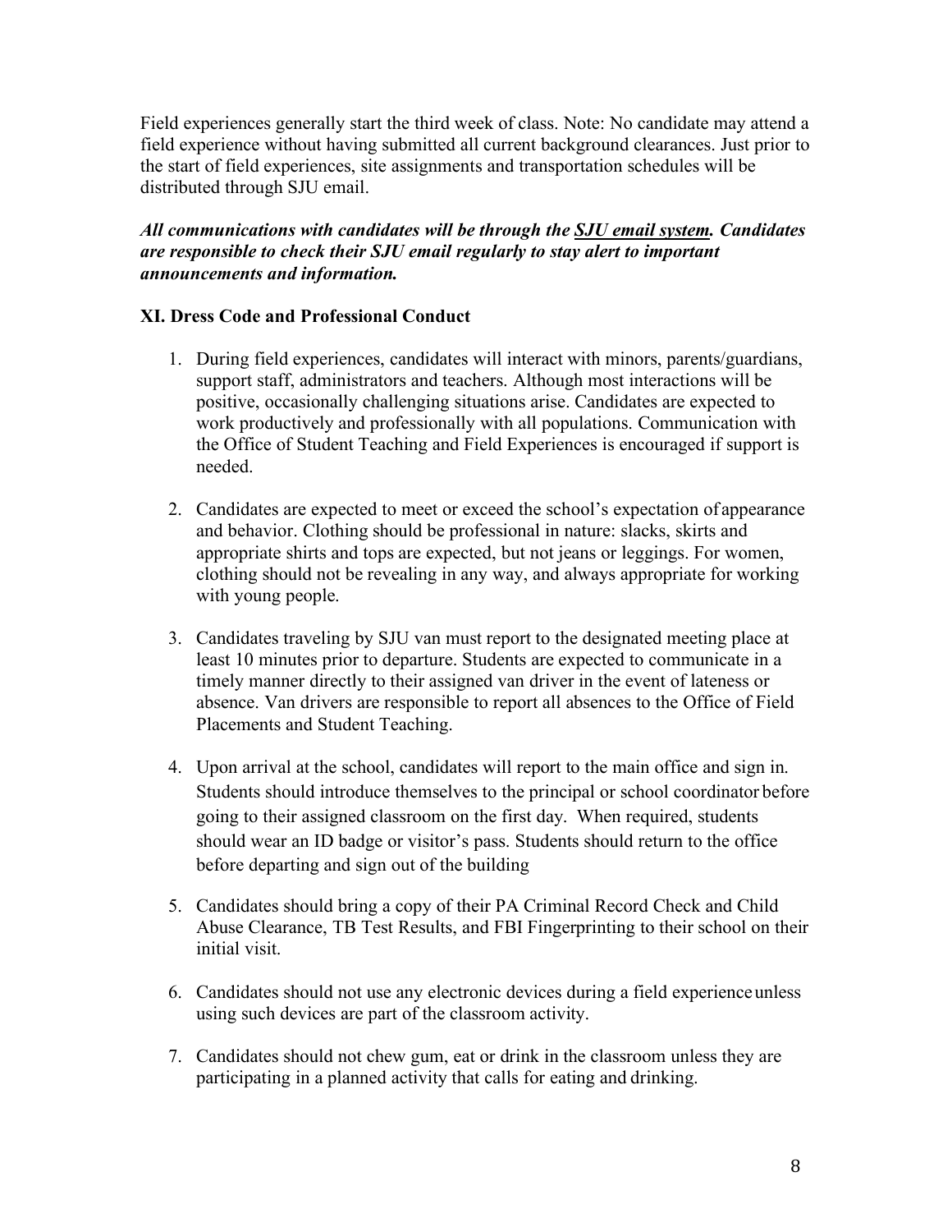Field experiences generally start the third week of class. Note: No candidate may attend a field experience without having submitted all current background clearances. Just prior to the start of field experiences, site assignments and transportation schedules will be distributed through SJU email.

***All communications with candidates will be through the <u>SJU email system</u>. Candidates are responsible to check their SJU email regularly to stay alert to important announcements and information.***

### XI. Dress Code and Professional Conduct

1. During field experiences, candidates will interact with minors, parents/guardians, support staff, administrators and teachers. Although most interactions will be positive, occasionally challenging situations arise. Candidates are expected to work productively and professionally with all populations. Communication with the Office of Student Teaching and Field Experiences is encouraged if support is needed.

2. Candidates are expected to meet or exceed the school's expectation of appearance and behavior. Clothing should be professional in nature: slacks, skirts and appropriate shirts and tops are expected, but not jeans or leggings. For women, clothing should not be revealing in any way, and always appropriate for working with young people.

3. Candidates traveling by SJU van must report to the designated meeting place at least 10 minutes prior to departure. Students are expected to communicate in a timely manner directly to their assigned van driver in the event of lateness or absence. Van drivers are responsible to report all absences to the Office of Field Placements and Student Teaching.

4. Upon arrival at the school, candidates will report to the main office and sign in. Students should introduce themselves to the principal or school coordinator before going to their assigned classroom on the first day. When required, students should wear an ID badge or visitor's pass. Students should return to the office before departing and sign out of the building

5. Candidates should bring a copy of their PA Criminal Record Check and Child Abuse Clearance, TB Test Results, and FBI Fingerprinting to their school on their initial visit.

6. Candidates should not use any electronic devices during a field experience unless using such devices are part of the classroom activity.

7. Candidates should not chew gum, eat or drink in the classroom unless they are participating in a planned activity that calls for eating and drinking.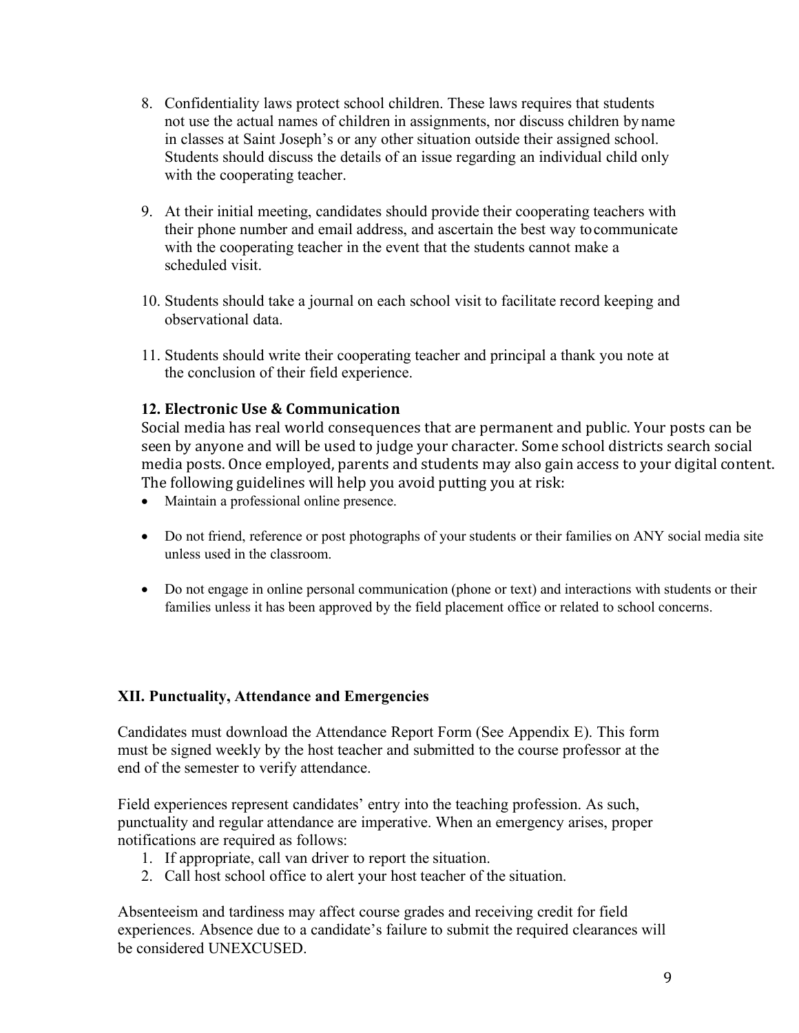8. Confidentiality laws protect school children. These laws requires that students not use the actual names of children in assignments, nor discuss children by name in classes at Saint Joseph's or any other situation outside their assigned school. Students should discuss the details of an issue regarding an individual child only with the cooperating teacher.

9. At their initial meeting, candidates should provide their cooperating teachers with their phone number and email address, and ascertain the best way to communicate with the cooperating teacher in the event that the students cannot make a scheduled visit.

10. Students should take a journal on each school visit to facilitate record keeping and observational data.

11. Students should write their cooperating teacher and principal a thank you note at the conclusion of their field experience.

**12. Electronic Use & Communication**

Social media has real world consequences that are permanent and public. Your posts can be seen by anyone and will be used to judge your character. Some school districts search social media posts. Once employed, parents and students may also gain access to your digital content. The following guidelines will help you avoid putting you at risk:

- Maintain a professional online presence.
- Do not friend, reference or post photographs of your students or their families on ANY social media site unless used in the classroom.
- Do not engage in online personal communication (phone or text) and interactions with students or their families unless it has been approved by the field placement office or related to school concerns.

## XII. Punctuality, Attendance and Emergencies

Candidates must download the Attendance Report Form (See Appendix E). This form must be signed weekly by the host teacher and submitted to the course professor at the end of the semester to verify attendance.

Field experiences represent candidates' entry into the teaching profession. As such, punctuality and regular attendance are imperative. When an emergency arises, proper notifications are required as follows:

1. If appropriate, call van driver to report the situation.
2. Call host school office to alert your host teacher of the situation.

Absenteeism and tardiness may affect course grades and receiving credit for field experiences. Absence due to a candidate's failure to submit the required clearances will be considered UNEXCUSED.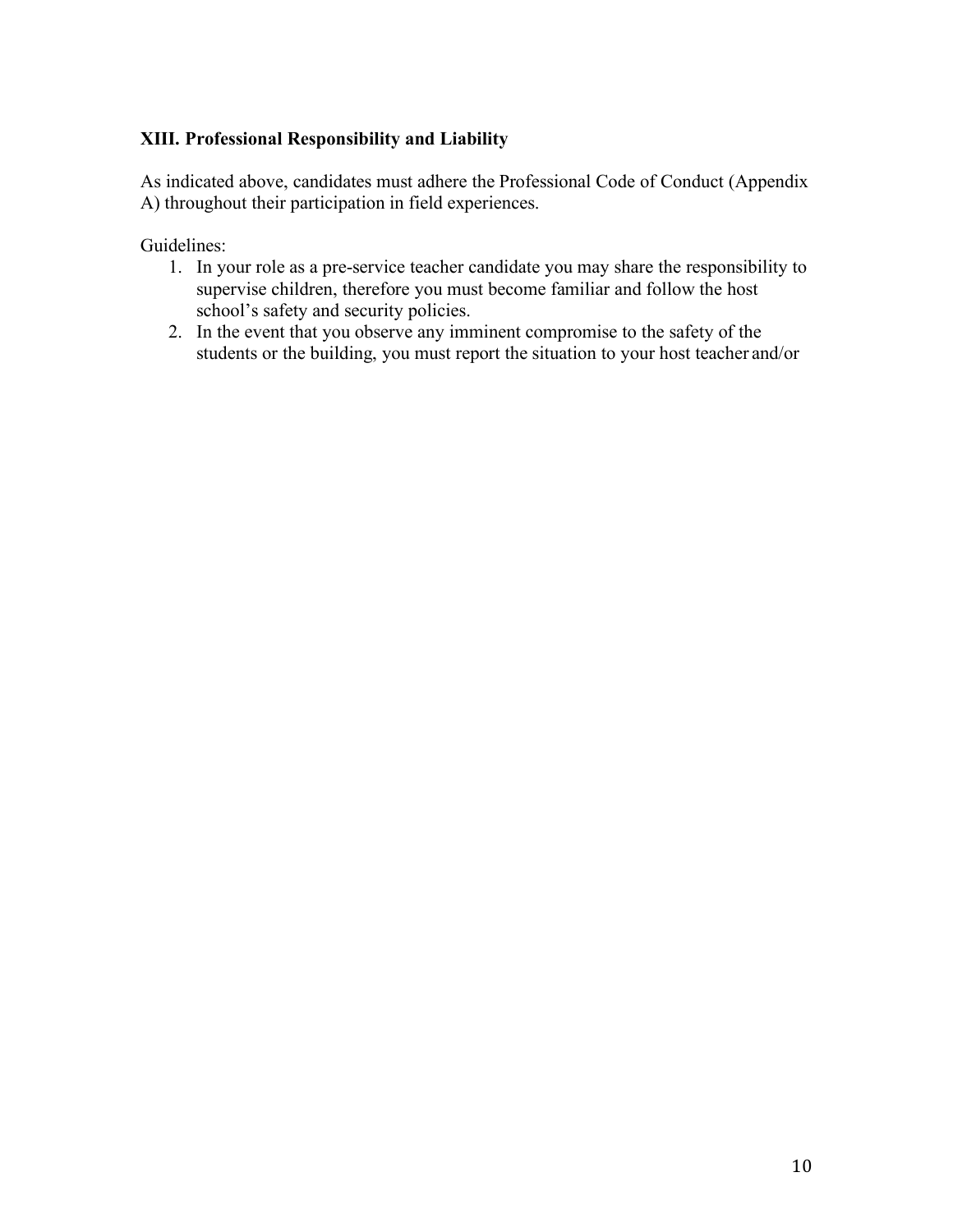### XIII. Professional Responsibility and Liability

As indicated above, candidates must adhere the Professional Code of Conduct (Appendix A) throughout their participation in field experiences.

Guidelines:

1. In your role as a pre-service teacher candidate you may share the responsibility to supervise children, therefore you must become familiar and follow the host school's safety and security policies.
2. In the event that you observe any imminent compromise to the safety of the students or the building, you must report the situation to your host teacher and/or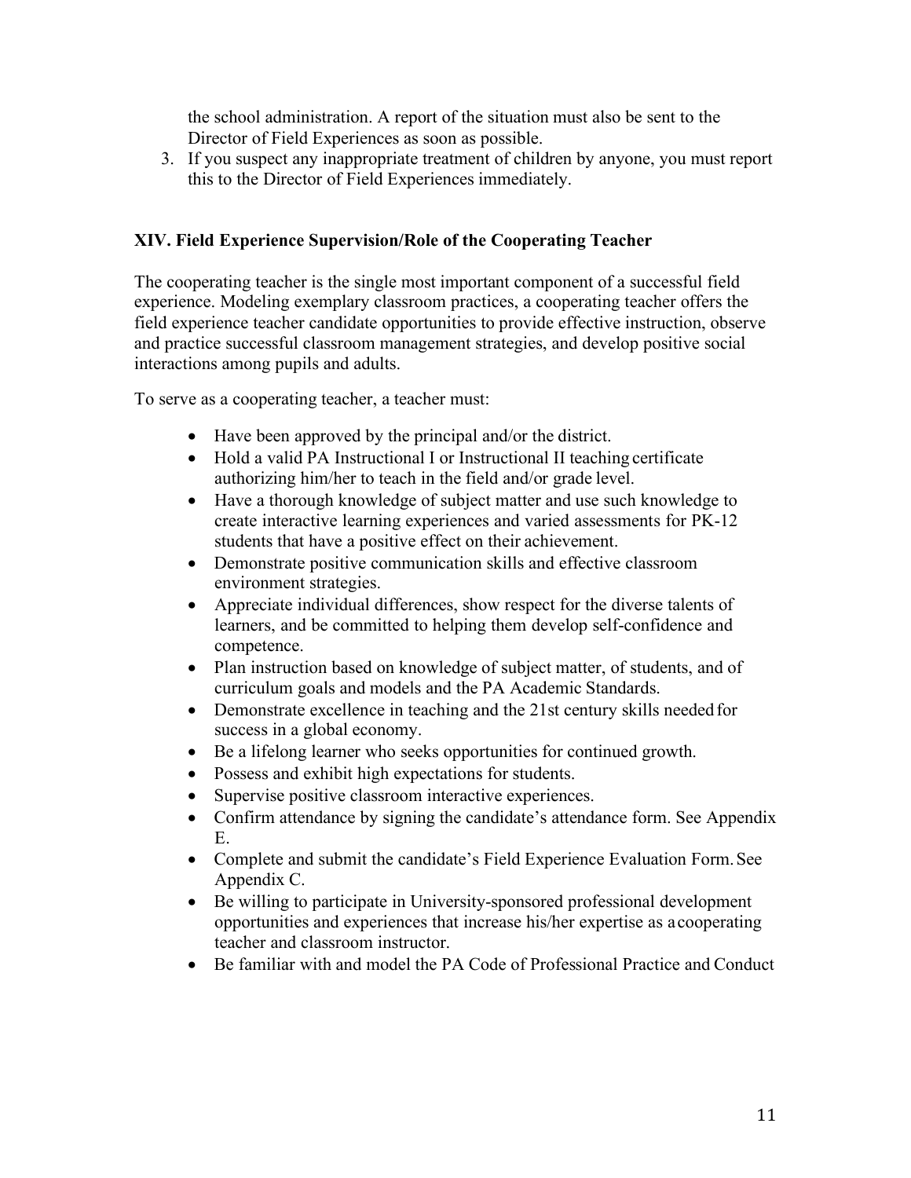the school administration. A report of the situation must also be sent to the Director of Field Experiences as soon as possible.

3. If you suspect any inappropriate treatment of children by anyone, you must report this to the Director of Field Experiences immediately.

### XIV. Field Experience Supervision/Role of the Cooperating Teacher

The cooperating teacher is the single most important component of a successful field experience. Modeling exemplary classroom practices, a cooperating teacher offers the field experience teacher candidate opportunities to provide effective instruction, observe and practice successful classroom management strategies, and develop positive social interactions among pupils and adults.

To serve as a cooperating teacher, a teacher must:

- Have been approved by the principal and/or the district.
- Hold a valid PA Instructional I or Instructional II teaching certificate authorizing him/her to teach in the field and/or grade level.
- Have a thorough knowledge of subject matter and use such knowledge to create interactive learning experiences and varied assessments for PK-12 students that have a positive effect on their achievement.
- Demonstrate positive communication skills and effective classroom environment strategies.
- Appreciate individual differences, show respect for the diverse talents of learners, and be committed to helping them develop self-confidence and competence.
- Plan instruction based on knowledge of subject matter, of students, and of curriculum goals and models and the PA Academic Standards.
- Demonstrate excellence in teaching and the 21st century skills needed for success in a global economy.
- Be a lifelong learner who seeks opportunities for continued growth.
- Possess and exhibit high expectations for students.
- Supervise positive classroom interactive experiences.
- Confirm attendance by signing the candidate's attendance form. See Appendix E.
- Complete and submit the candidate's Field Experience Evaluation Form. See Appendix C.
- Be willing to participate in University-sponsored professional development opportunities and experiences that increase his/her expertise as a cooperating teacher and classroom instructor.
- Be familiar with and model the PA Code of Professional Practice and Conduct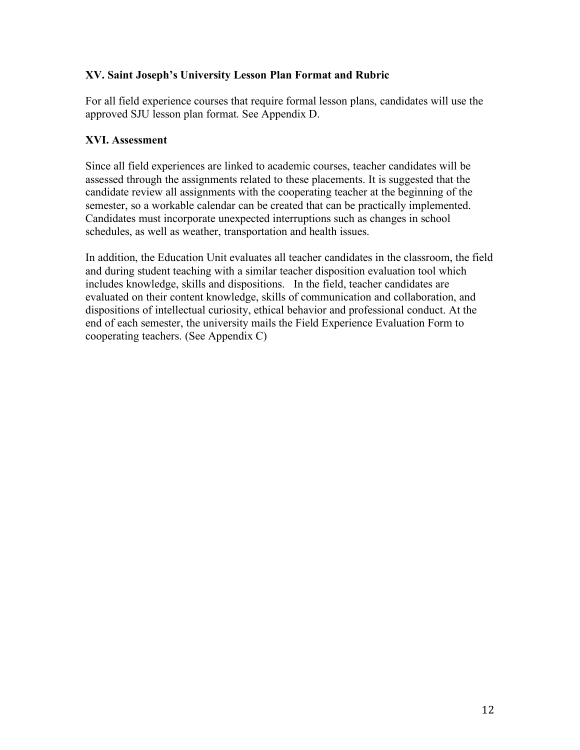### XV. Saint Joseph's University Lesson Plan Format and Rubric

For all field experience courses that require formal lesson plans, candidates will use the approved SJU lesson plan format. See Appendix D.

### XVI. Assessment

Since all field experiences are linked to academic courses, teacher candidates will be assessed through the assignments related to these placements. It is suggested that the candidate review all assignments with the cooperating teacher at the beginning of the semester, so a workable calendar can be created that can be practically implemented. Candidates must incorporate unexpected interruptions such as changes in school schedules, as well as weather, transportation and health issues.

In addition, the Education Unit evaluates all teacher candidates in the classroom, the field and during student teaching with a similar teacher disposition evaluation tool which includes knowledge, skills and dispositions. In the field, teacher candidates are evaluated on their content knowledge, skills of communication and collaboration, and dispositions of intellectual curiosity, ethical behavior and professional conduct. At the end of each semester, the university mails the Field Experience Evaluation Form to cooperating teachers. (See Appendix C)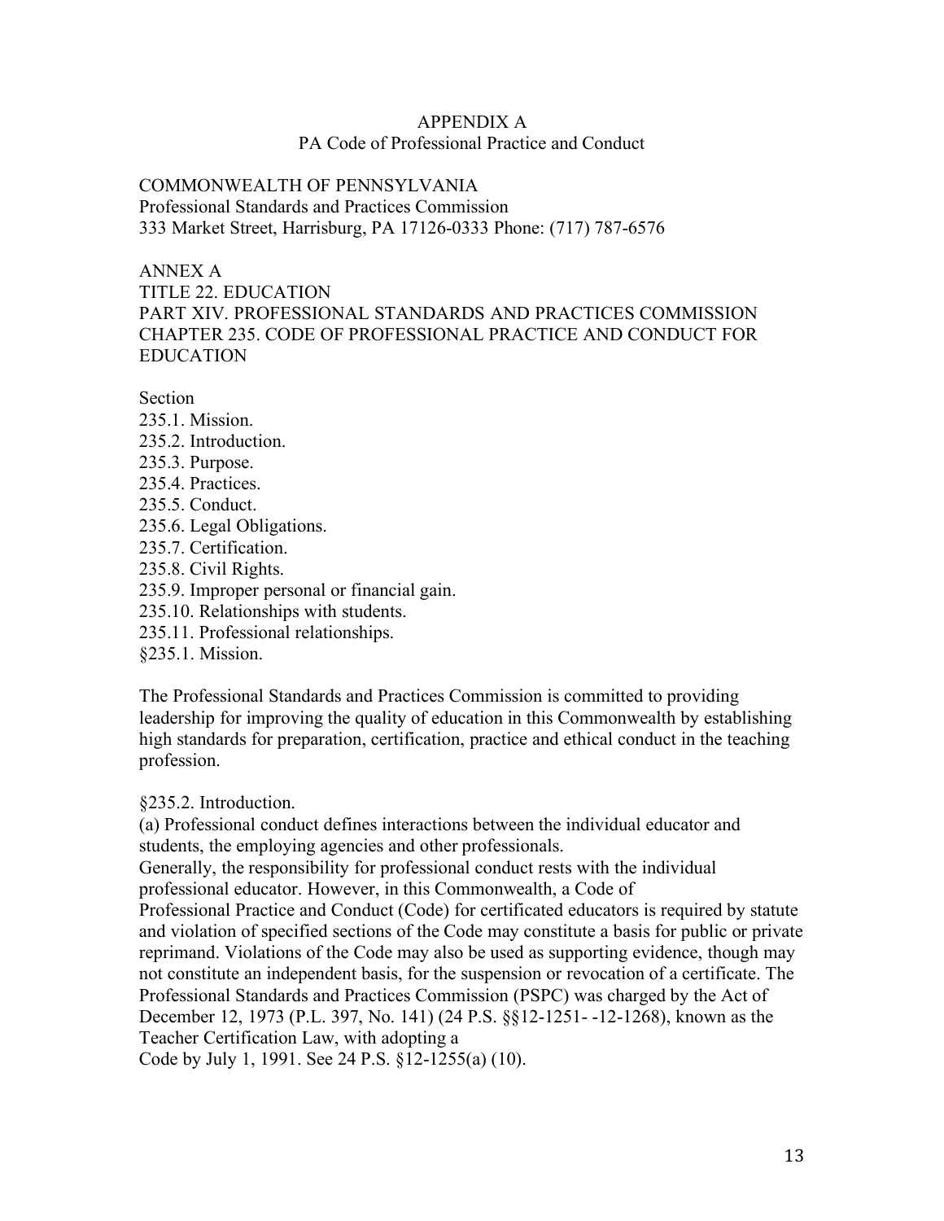# APPENDIX A
## PA Code of Professional Practice and Conduct

COMMONWEALTH OF PENNSYLVANIA
Professional Standards and Practices Commission
333 Market Street, Harrisburg, PA 17126-0333 Phone: (717) 787-6576

ANNEX A
TITLE 22. EDUCATION
PART XIV. PROFESSIONAL STANDARDS AND PRACTICES COMMISSION
CHAPTER 235. CODE OF PROFESSIONAL PRACTICE AND CONDUCT FOR EDUCATION

Section
235.1. Mission.
235.2. Introduction.
235.3. Purpose.
235.4. Practices.
235.5. Conduct.
235.6. Legal Obligations.
235.7. Certification.
235.8. Civil Rights.
235.9. Improper personal or financial gain.
235.10. Relationships with students.
235.11. Professional relationships.

### §235.1. Mission.

The Professional Standards and Practices Commission is committed to providing leadership for improving the quality of education in this Commonwealth by establishing high standards for preparation, certification, practice and ethical conduct in the teaching profession.

### §235.2. Introduction.

(a) Professional conduct defines interactions between the individual educator and students, the employing agencies and other professionals.
Generally, the responsibility for professional conduct rests with the individual professional educator. However, in this Commonwealth, a Code of Professional Practice and Conduct (Code) for certificated educators is required by statute and violation of specified sections of the Code may constitute a basis for public or private reprimand. Violations of the Code may also be used as supporting evidence, though may not constitute an independent basis, for the suspension or revocation of a certificate. The Professional Standards and Practices Commission (PSPC) was charged by the Act of December 12, 1973 (P.L. 397, No. 141) (24 P.S. §§12-1251- -12-1268), known as the Teacher Certification Law, with adopting a Code by July 1, 1991. See 24 P.S. §12-1255(a) (10).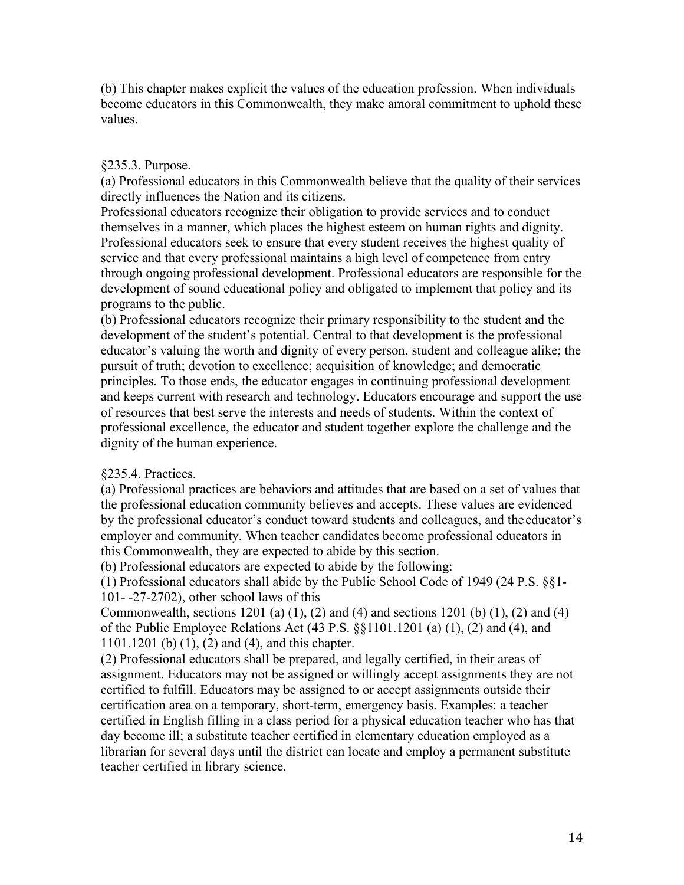(b) This chapter makes explicit the values of the education profession. When individuals become educators in this Commonwealth, they make amoral commitment to uphold these values.

§235.3. Purpose.

(a) Professional educators in this Commonwealth believe that the quality of their services directly influences the Nation and its citizens.

Professional educators recognize their obligation to provide services and to conduct themselves in a manner, which places the highest esteem on human rights and dignity. Professional educators seek to ensure that every student receives the highest quality of service and that every professional maintains a high level of competence from entry through ongoing professional development. Professional educators are responsible for the development of sound educational policy and obligated to implement that policy and its programs to the public.

(b) Professional educators recognize their primary responsibility to the student and the development of the student's potential. Central to that development is the professional educator's valuing the worth and dignity of every person, student and colleague alike; the pursuit of truth; devotion to excellence; acquisition of knowledge; and democratic principles. To those ends, the educator engages in continuing professional development and keeps current with research and technology. Educators encourage and support the use of resources that best serve the interests and needs of students. Within the context of professional excellence, the educator and student together explore the challenge and the dignity of the human experience.

§235.4. Practices.

(a) Professional practices are behaviors and attitudes that are based on a set of values that the professional education community believes and accepts. These values are evidenced by the professional educator's conduct toward students and colleagues, and the educator's employer and community. When teacher candidates become professional educators in this Commonwealth, they are expected to abide by this section.

(b) Professional educators are expected to abide by the following:

(1) Professional educators shall abide by the Public School Code of 1949 (24 P.S. §§1-101- -27-2702), other school laws of this Commonwealth, sections 1201 (a) (1), (2) and (4) and sections 1201 (b) (1), (2) and (4) of the Public Employee Relations Act (43 P.S. §§1101.1201 (a) (1), (2) and (4), and 1101.1201 (b) (1), (2) and (4), and this chapter.

(2) Professional educators shall be prepared, and legally certified, in their areas of assignment. Educators may not be assigned or willingly accept assignments they are not certified to fulfill. Educators may be assigned to or accept assignments outside their certification area on a temporary, short-term, emergency basis. Examples: a teacher certified in English filling in a class period for a physical education teacher who has that day become ill; a substitute teacher certified in elementary education employed as a librarian for several days until the district can locate and employ a permanent substitute teacher certified in library science.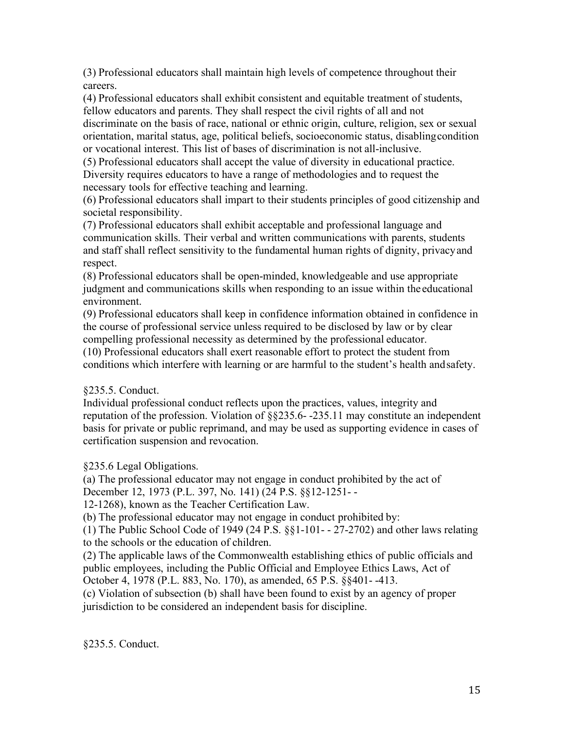(3) Professional educators shall maintain high levels of competence throughout their careers.

(4) Professional educators shall exhibit consistent and equitable treatment of students, fellow educators and parents. They shall respect the civil rights of all and not discriminate on the basis of race, national or ethnic origin, culture, religion, sex or sexual orientation, marital status, age, political beliefs, socioeconomic status, disabling condition or vocational interest. This list of bases of discrimination is not all-inclusive.

(5) Professional educators shall accept the value of diversity in educational practice. Diversity requires educators to have a range of methodologies and to request the necessary tools for effective teaching and learning.

(6) Professional educators shall impart to their students principles of good citizenship and societal responsibility.

(7) Professional educators shall exhibit acceptable and professional language and communication skills. Their verbal and written communications with parents, students and staff shall reflect sensitivity to the fundamental human rights of dignity, privacy and respect.

(8) Professional educators shall be open-minded, knowledgeable and use appropriate judgment and communications skills when responding to an issue within the educational environment.

(9) Professional educators shall keep in confidence information obtained in confidence in the course of professional service unless required to be disclosed by law or by clear compelling professional necessity as determined by the professional educator.

(10) Professional educators shall exert reasonable effort to protect the student from conditions which interfere with learning or are harmful to the student's health and safety.

§235.5. Conduct.

Individual professional conduct reflects upon the practices, values, integrity and reputation of the profession. Violation of §§235.6- -235.11 may constitute an independent basis for private or public reprimand, and may be used as supporting evidence in cases of certification suspension and revocation.

§235.6 Legal Obligations.

(a) The professional educator may not engage in conduct prohibited by the act of December 12, 1973 (P.L. 397, No. 141) (24 P.S. §§12-1251- - 12-1268), known as the Teacher Certification Law.

(b) The professional educator may not engage in conduct prohibited by:

(1) The Public School Code of 1949 (24 P.S. §§1-101- - 27-2702) and other laws relating to the schools or the education of children.

(2) The applicable laws of the Commonwealth establishing ethics of public officials and public employees, including the Public Official and Employee Ethics Laws, Act of October 4, 1978 (P.L. 883, No. 170), as amended, 65 P.S. §§401- -413.

(c) Violation of subsection (b) shall have been found to exist by an agency of proper jurisdiction to be considered an independent basis for discipline.

§235.5. Conduct.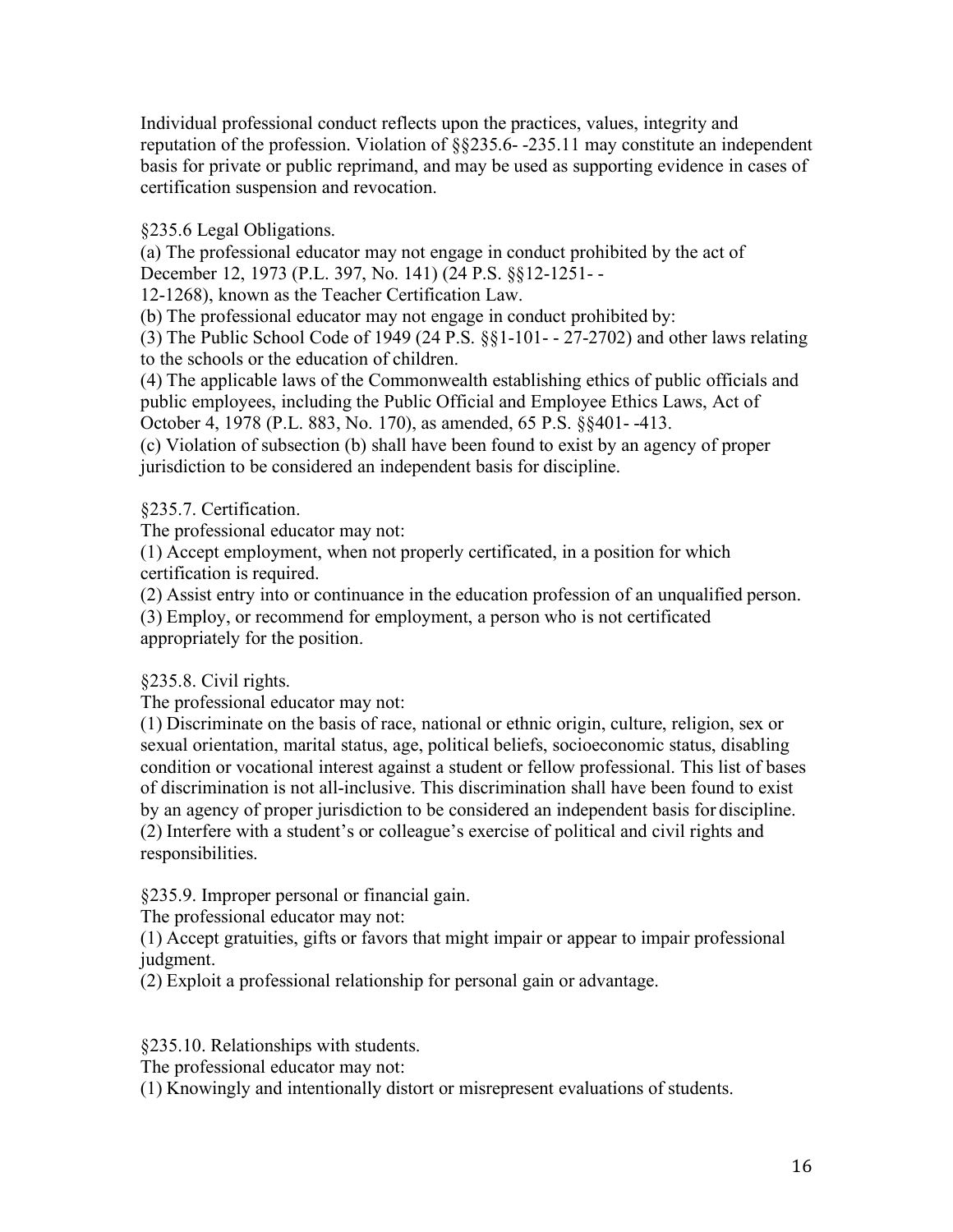Individual professional conduct reflects upon the practices, values, integrity and reputation of the profession. Violation of §§235.6- -235.11 may constitute an independent basis for private or public reprimand, and may be used as supporting evidence in cases of certification suspension and revocation.

§235.6 Legal Obligations.

(a) The professional educator may not engage in conduct prohibited by the act of December 12, 1973 (P.L. 397, No. 141) (24 P.S. §§12-1251- - 12-1268), known as the Teacher Certification Law.

(b) The professional educator may not engage in conduct prohibited by:

(3) The Public School Code of 1949 (24 P.S. §§1-101- - 27-2702) and other laws relating to the schools or the education of children.

(4) The applicable laws of the Commonwealth establishing ethics of public officials and public employees, including the Public Official and Employee Ethics Laws, Act of October 4, 1978 (P.L. 883, No. 170), as amended, 65 P.S. §§401- -413.

(c) Violation of subsection (b) shall have been found to exist by an agency of proper jurisdiction to be considered an independent basis for discipline.

§235.7. Certification.

The professional educator may not:

(1) Accept employment, when not properly certificated, in a position for which certification is required.

(2) Assist entry into or continuance in the education profession of an unqualified person.

(3) Employ, or recommend for employment, a person who is not certificated appropriately for the position.

§235.8. Civil rights.

The professional educator may not:

(1) Discriminate on the basis of race, national or ethnic origin, culture, religion, sex or sexual orientation, marital status, age, political beliefs, socioeconomic status, disabling condition or vocational interest against a student or fellow professional. This list of bases of discrimination is not all-inclusive. This discrimination shall have been found to exist by an agency of proper jurisdiction to be considered an independent basis for discipline.

(2) Interfere with a student's or colleague's exercise of political and civil rights and responsibilities.

§235.9. Improper personal or financial gain.

The professional educator may not:

(1) Accept gratuities, gifts or favors that might impair or appear to impair professional judgment.

(2) Exploit a professional relationship for personal gain or advantage.

§235.10. Relationships with students.

The professional educator may not:

(1) Knowingly and intentionally distort or misrepresent evaluations of students.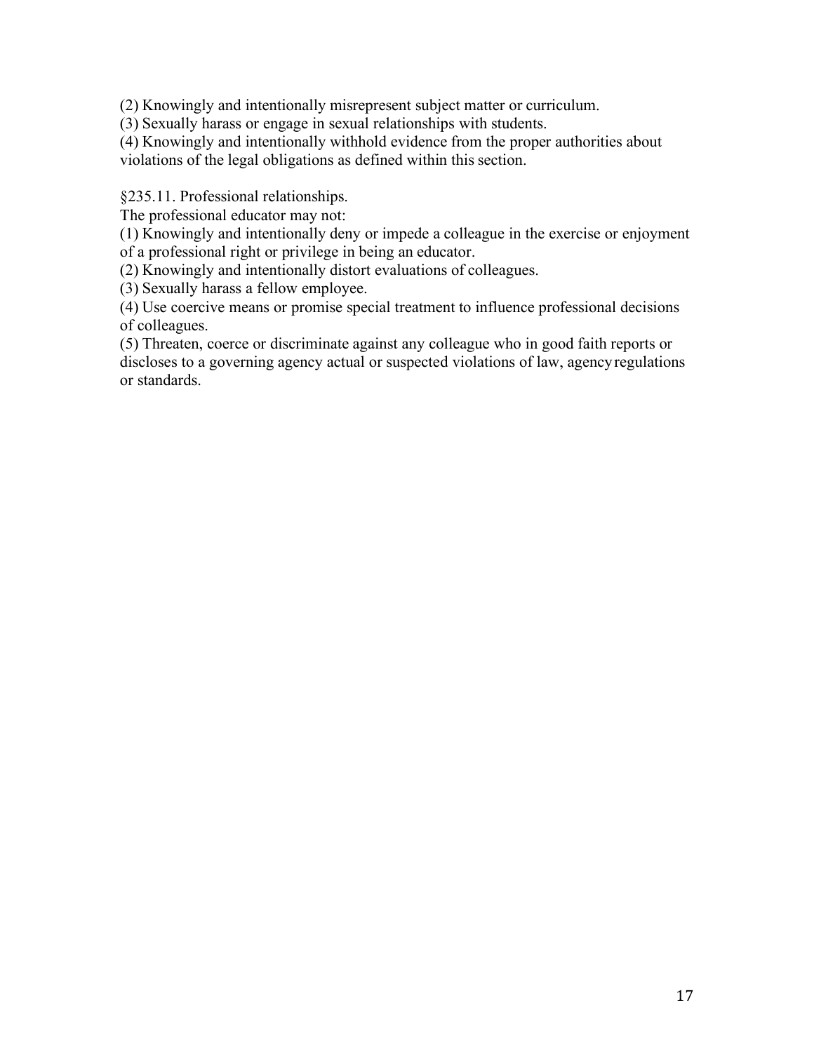(2) Knowingly and intentionally misrepresent subject matter or curriculum.
(3) Sexually harass or engage in sexual relationships with students.
(4) Knowingly and intentionally withhold evidence from the proper authorities about violations of the legal obligations as defined within this section.

§235.11. Professional relationships.
The professional educator may not:
(1) Knowingly and intentionally deny or impede a colleague in the exercise or enjoyment of a professional right or privilege in being an educator.
(2) Knowingly and intentionally distort evaluations of colleagues.
(3) Sexually harass a fellow employee.
(4) Use coercive means or promise special treatment to influence professional decisions of colleagues.
(5) Threaten, coerce or discriminate against any colleague who in good faith reports or discloses to a governing agency actual or suspected violations of law, agency regulations or standards.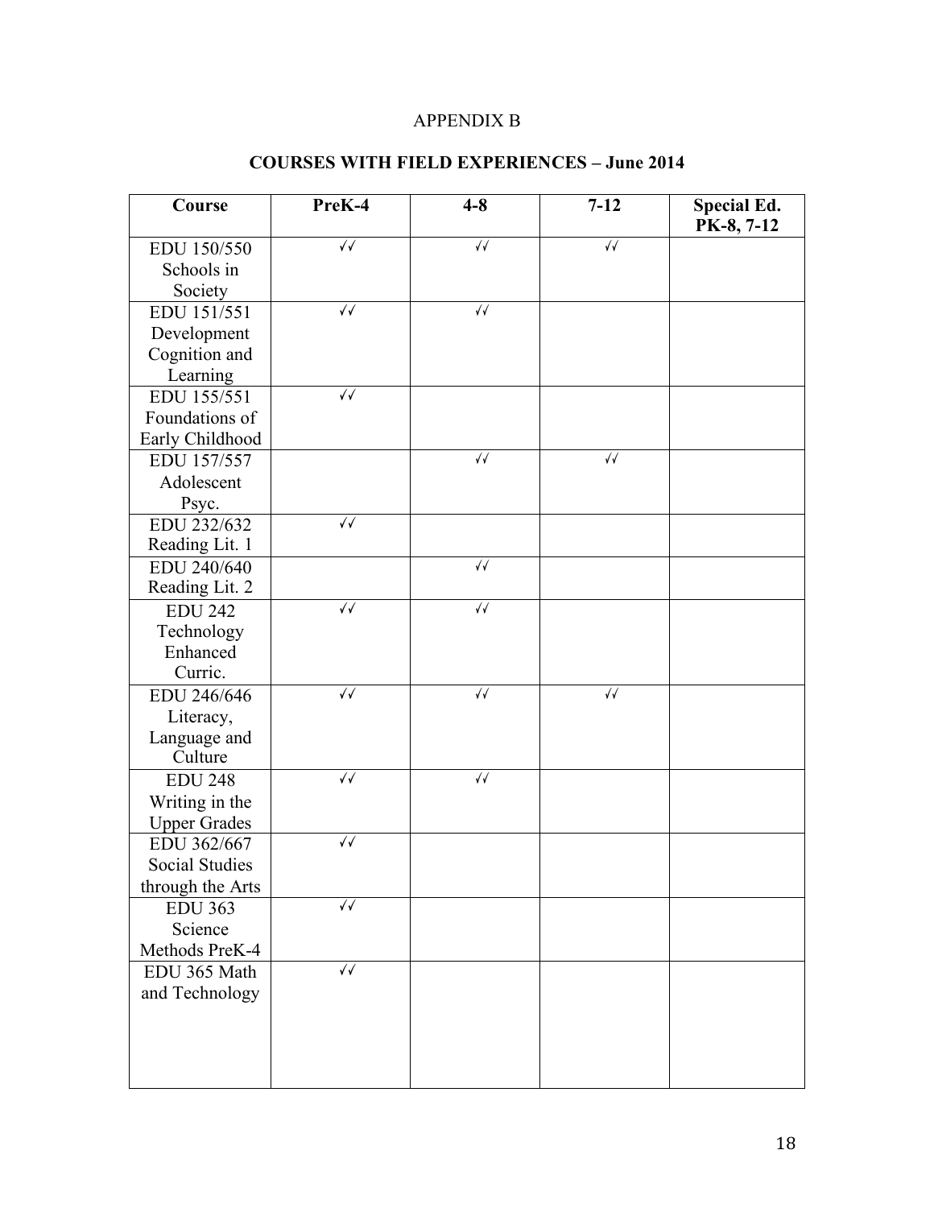APPENDIX B

**COURSES WITH FIELD EXPERIENCES – June 2014**

| Course | PreK-4 | 4-8 | 7-12 | Special Ed. PK-8, 7-12 |
|---|---|---|---|---|
| EDU 150/550 Schools in Society | √√ | √√ | √√ | |
| EDU 151/551 Development Cognition and Learning | √√ | √√ | | |
| EDU 155/551 Foundations of Early Childhood | √√ | | | |
| EDU 157/557 Adolescent Psyc. | | √√ | √√ | |
| EDU 232/632 Reading Lit. 1 | √√ | | | |
| EDU 240/640 Reading Lit. 2 | | √√ | | |
| EDU 242 Technology Enhanced Curric. | √√ | √√ | | |
| EDU 246/646 Literacy, Language and Culture | √√ | √√ | √√ | |
| EDU 248 Writing in the Upper Grades | √√ | √√ | | |
| EDU 362/667 Social Studies through the Arts | √√ | | | |
| EDU 363 Science Methods PreK-4 | √√ | | | |
| EDU 365 Math and Technology | √√ | | | |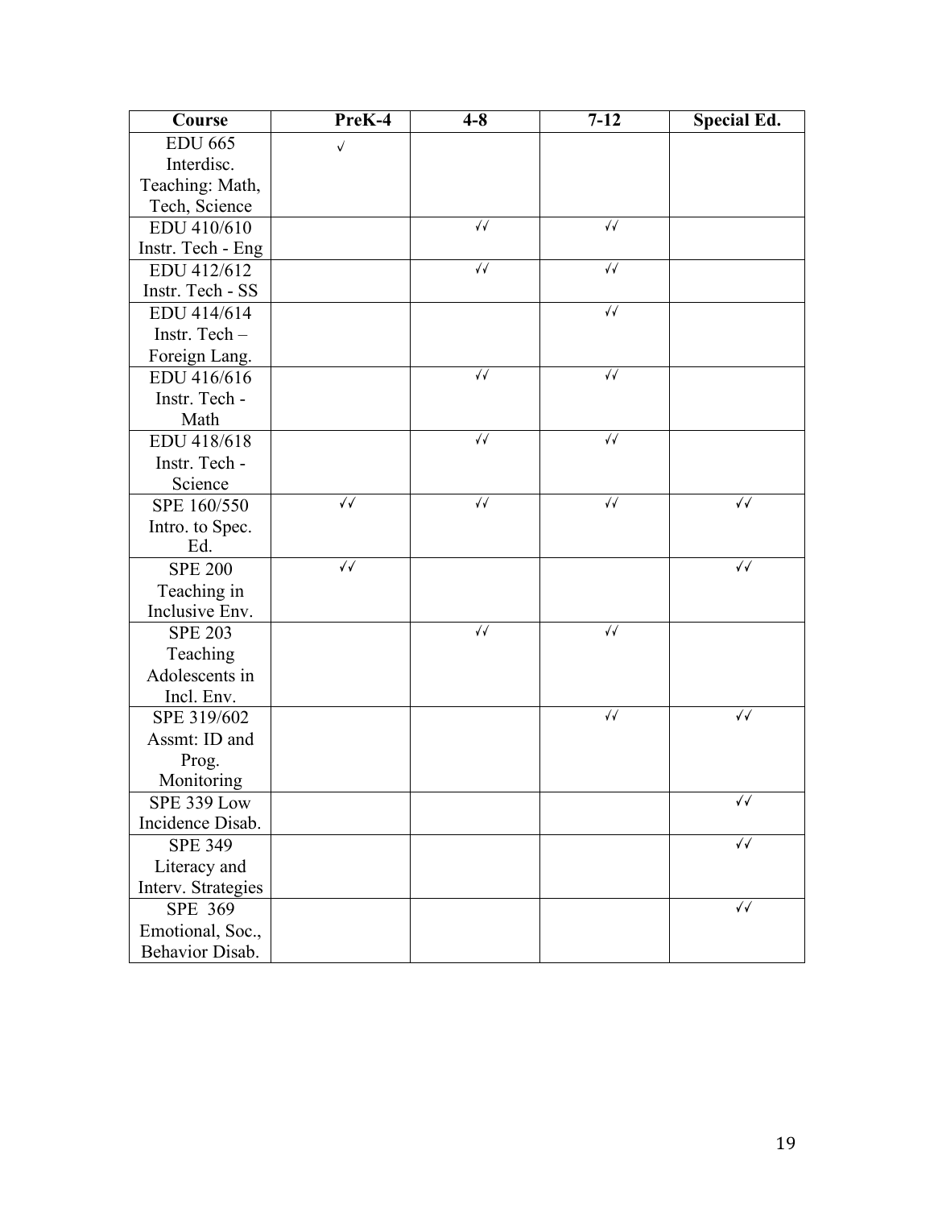| Course | PreK-4 | 4-8 | 7-12 | Special Ed. |
|---|---|---|---|---|
| EDU 665 Interdisc. Teaching: Math, Tech, Science | √ | | | |
| EDU 410/610 Instr. Tech - Eng | | √√ | √√ | |
| EDU 412/612 Instr. Tech - SS | | √√ | √√ | |
| EDU 414/614 Instr. Tech – Foreign Lang. | | | √√ | |
| EDU 416/616 Instr. Tech - Math | | √√ | √√ | |
| EDU 418/618 Instr. Tech - Science | | √√ | √√ | |
| SPE 160/550 Intro. to Spec. Ed. | √√ | √√ | √√ | √√ |
| SPE 200 Teaching in Inclusive Env. | √√ | | | √√ |
| SPE 203 Teaching Adolescents in Incl. Env. | | √√ | √√ | |
| SPE 319/602 Assmt: ID and Prog. Monitoring | | | √√ | √√ |
| SPE 339 Low Incidence Disab. | | | | √√ |
| SPE 349 Literacy and Interv. Strategies | | | | √√ |
| SPE 369 Emotional, Soc., Behavior Disab. | | | | √√ |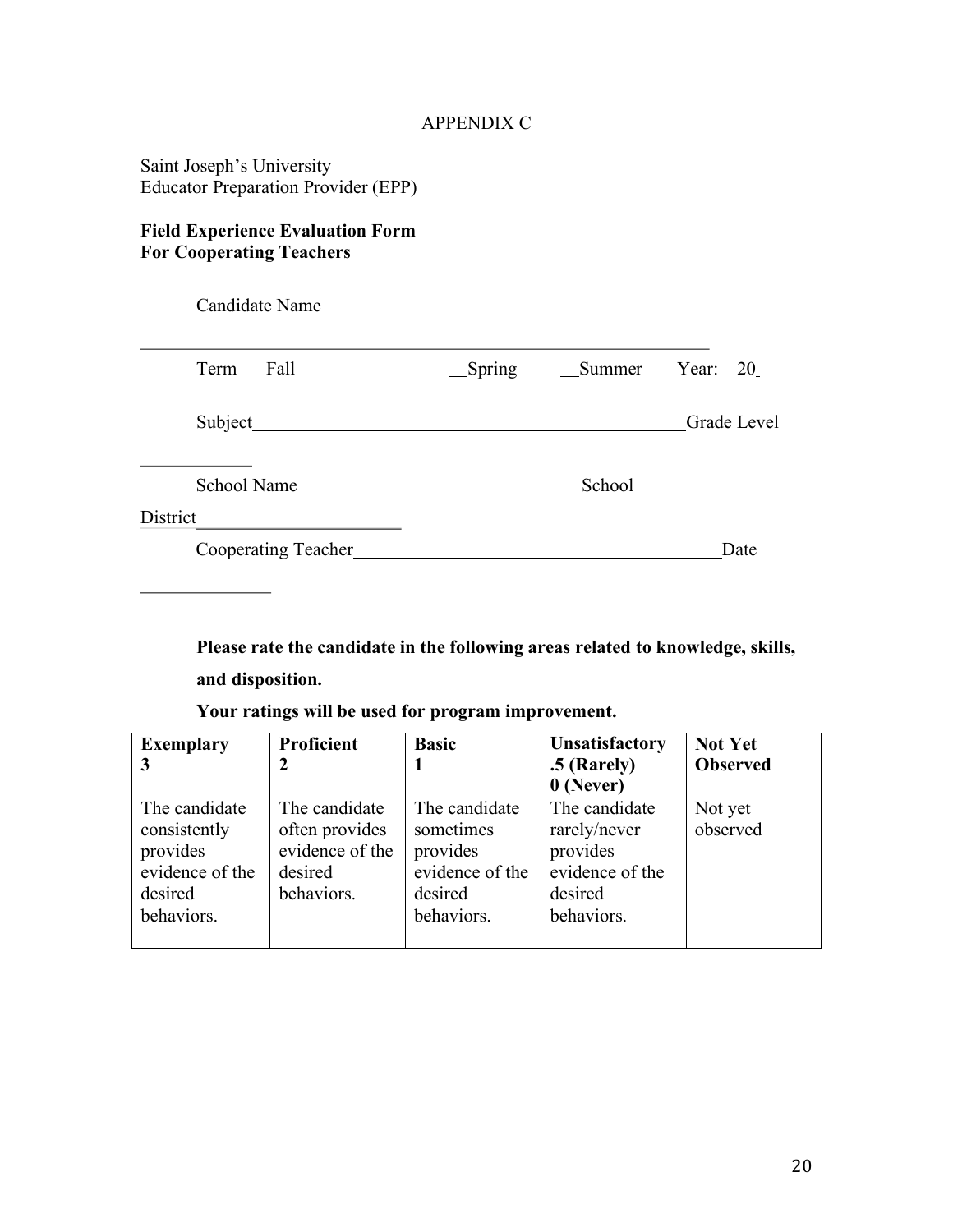APPENDIX C

Saint Joseph's University
Educator Preparation Provider (EPP)

**Field Experience Evaluation Form**
**For Cooperating Teachers**

Candidate Name

______________________________________________________________

Term Fall __Spring __Summer Year: 20_

Subject________________________________________________Grade Level

____________

School Name______________________________School

District______________________

Cooperating Teacher________________________________________Date

______________

**Please rate the candidate in the following areas related to knowledge, skills, and disposition.**

**Your ratings will be used for program improvement.**

| **Exemplary 3** | **Proficient 2** | **Basic 1** | **Unsatisfactory .5 (Rarely) 0 (Never)** | **Not Yet Observed** |
|---|---|---|---|---|
| The candidate consistently provides evidence of the desired behaviors. | The candidate often provides evidence of the desired behaviors. | The candidate sometimes provides evidence of the desired behaviors. | The candidate rarely/never provides evidence of the desired behaviors. | Not yet observed |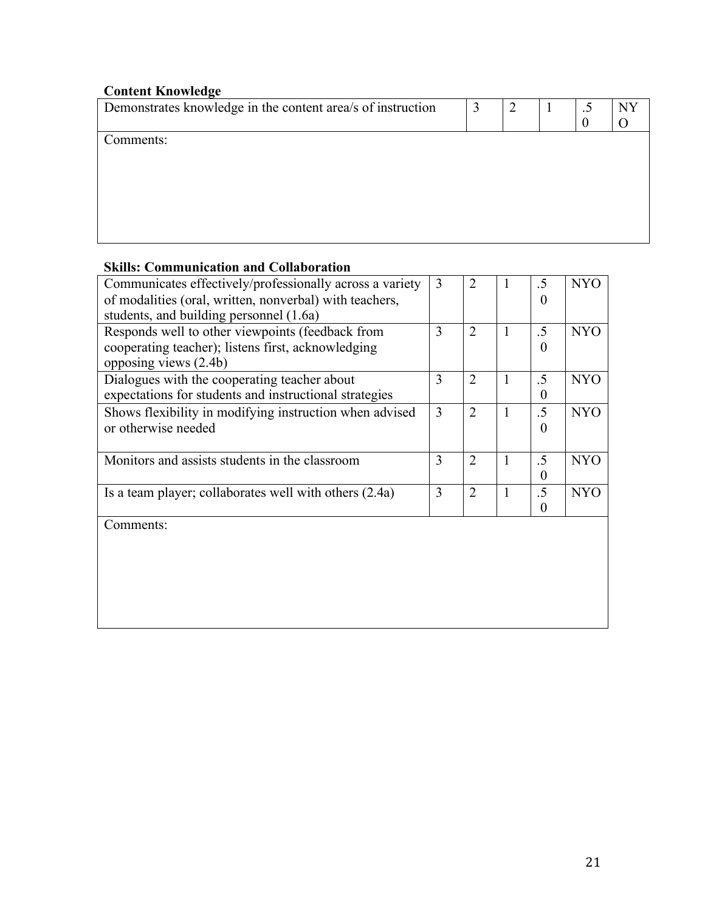**Content Knowledge**

| Demonstrates knowledge in the content area/s of instruction | 3 | 2 | 1 | .50 | NYO |
|---|---|---|---|---|---|
| Comments: | | | | | |

**Skills: Communication and Collaboration**

| Communicates effectively/professionally across a variety of modalities (oral, written, nonverbal) with teachers, students, and building personnel (1.6a) | 3 | 2 | 1 | .50 | NYO |
|---|---|---|---|---|---|
| Responds well to other viewpoints (feedback from cooperating teacher); listens first, acknowledging opposing views (2.4b) | 3 | 2 | 1 | .50 | NYO |
| Dialogues with the cooperating teacher about expectations for students and instructional strategies | 3 | 2 | 1 | .50 | NYO |
| Shows flexibility in modifying instruction when advised or otherwise needed | 3 | 2 | 1 | .50 | NYO |
| Monitors and assists students in the classroom | 3 | 2 | 1 | .50 | NYO |
| Is a team player; collaborates well with others (2.4a) | 3 | 2 | 1 | .50 | NYO |
| Comments: | | | | | |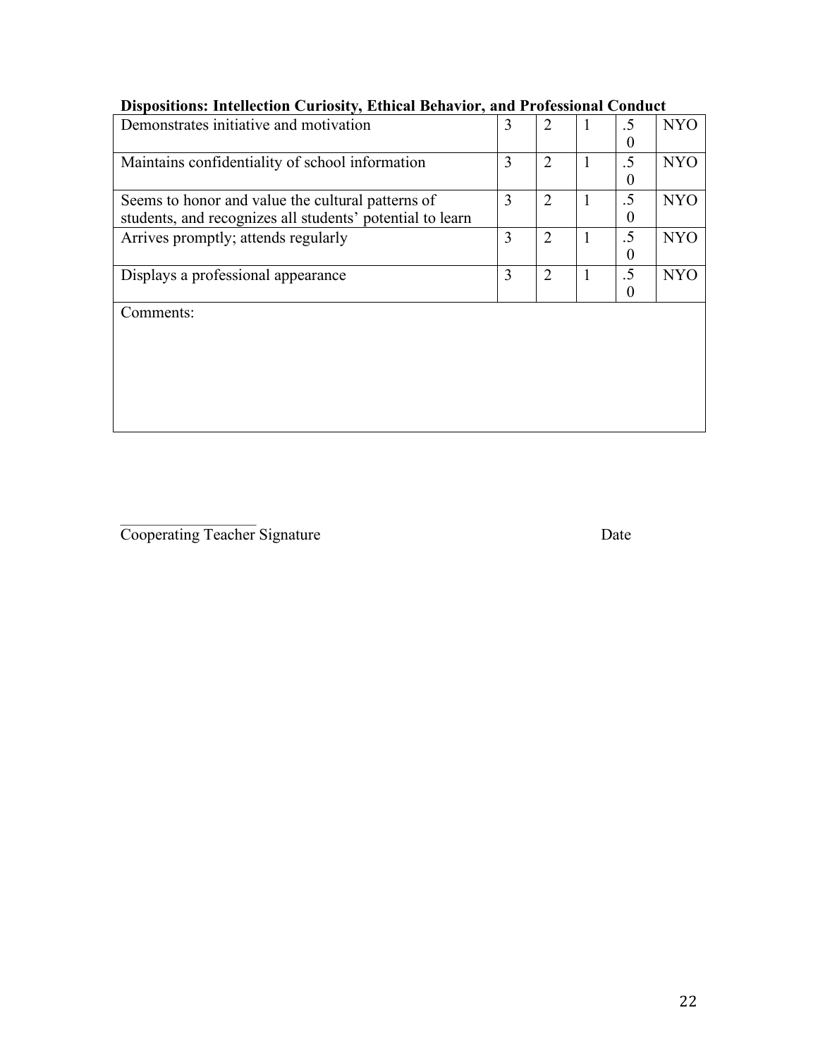**Dispositions: Intellection Curiosity, Ethical Behavior, and Professional Conduct**

| | | | | | |
|---|---|---|---|---|---|
| Demonstrates initiative and motivation | 3 | 2 | 1 | .50 | NYO |
| Maintains confidentiality of school information | 3 | 2 | 1 | .50 | NYO |
| Seems to honor and value the cultural patterns of students, and recognizes all students' potential to learn | 3 | 2 | 1 | .50 | NYO |
| Arrives promptly; attends regularly | 3 | 2 | 1 | .50 | NYO |
| Displays a professional appearance | 3 | 2 | 1 | .50 | NYO |
| Comments: | | | | | |

_________________
Cooperating Teacher Signature                                                    Date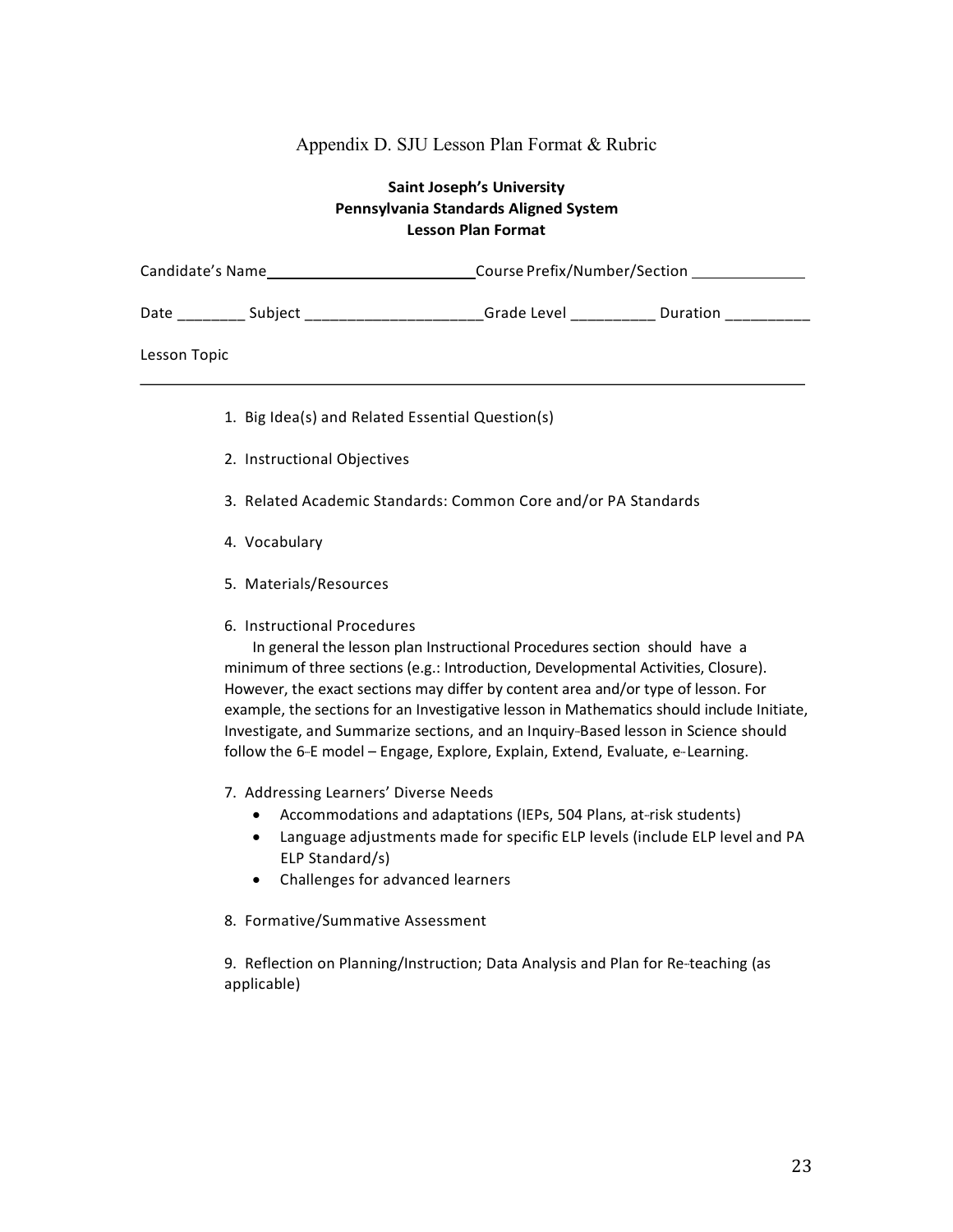# Appendix D. SJU Lesson Plan Format & Rubric

**Saint Joseph's University**
**Pennsylvania Standards Aligned System**
**Lesson Plan Format**

Candidate's Name\_\_\_\_\_\_\_\_\_\_\_\_\_\_\_\_\_\_\_\_\_\_\_\_\_ Course Prefix/Number/Section \_\_\_\_\_\_\_\_\_\_\_\_\_

Date \_\_\_\_\_\_\_\_ Subject \_\_\_\_\_\_\_\_\_\_\_\_\_\_\_\_\_\_\_\_\_Grade Level \_\_\_\_\_\_\_\_\_\_ Duration \_\_\_\_\_\_\_\_\_\_

Lesson Topic

---

1. Big Idea(s) and Related Essential Question(s)

2. Instructional Objectives

3. Related Academic Standards: Common Core and/or PA Standards

4. Vocabulary

5. Materials/Resources

6. Instructional Procedures

   In general the lesson plan Instructional Procedures section should have a minimum of three sections (e.g.: Introduction, Developmental Activities, Closure). However, the exact sections may differ by content area and/or type of lesson. For example, the sections for an Investigative lesson in Mathematics should include Initiate, Investigate, and Summarize sections, and an Inquiry-Based lesson in Science should follow the 6-E model – Engage, Explore, Explain, Extend, Evaluate, e-Learning.

7. Addressing Learners' Diverse Needs
   - Accommodations and adaptations (IEPs, 504 Plans, at-risk students)
   - Language adjustments made for specific ELP levels (include ELP level and PA ELP Standard/s)
   - Challenges for advanced learners

8. Formative/Summative Assessment

9. Reflection on Planning/Instruction; Data Analysis and Plan for Re-teaching (as applicable)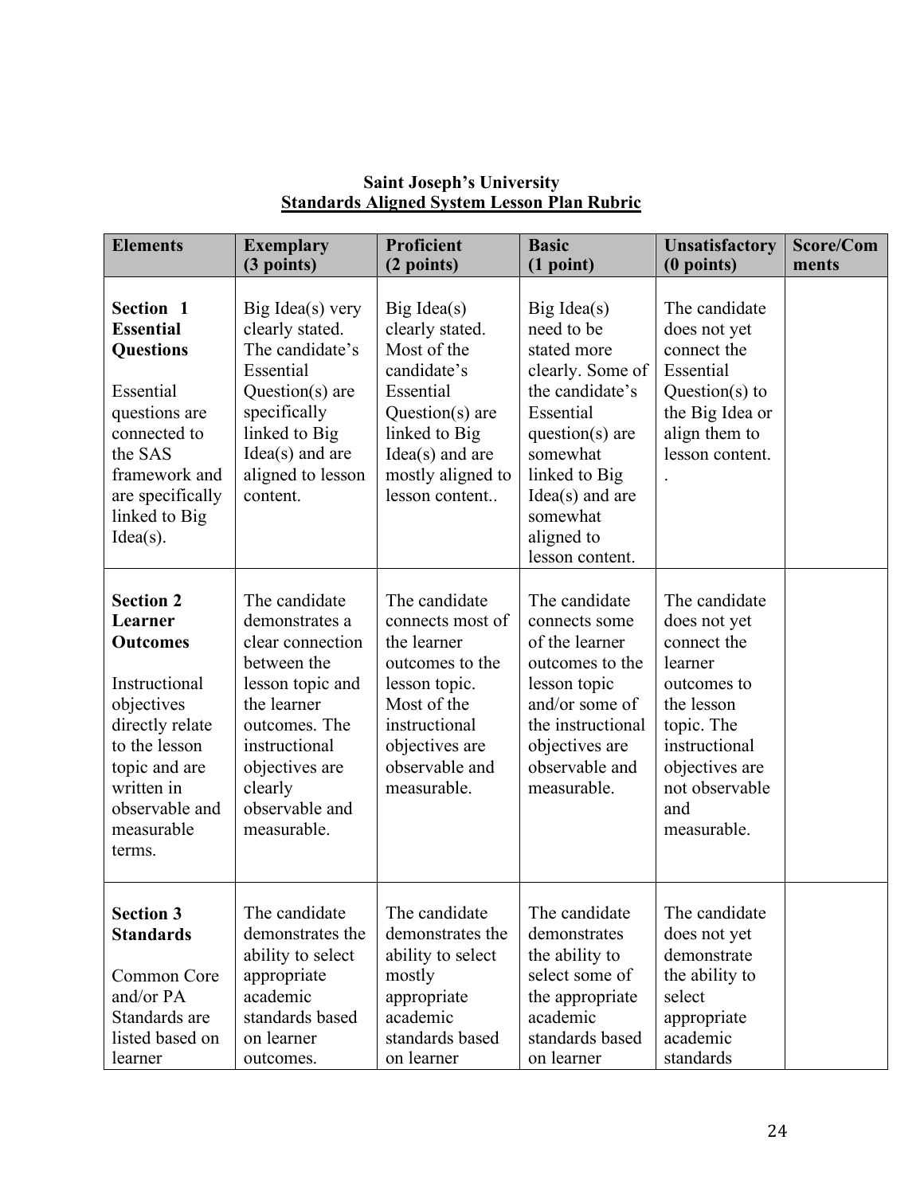**Saint Joseph's University**
**Standards Aligned System Lesson Plan Rubric**

| Elements | Exemplary (3 points) | Proficient (2 points) | Basic (1 point) | Unsatisfactory (0 points) | Score/Comments |
|---|---|---|---|---|---|
| **Section 1 Essential Questions** Essential questions are connected to the SAS framework and are specifically linked to Big Idea(s). | Big Idea(s) very clearly stated. The candidate's Essential Question(s) are specifically linked to Big Idea(s) and are aligned to lesson content. | Big Idea(s) clearly stated. Most of the candidate's Essential Question(s) are linked to Big Idea(s) and are mostly aligned to lesson content.. | Big Idea(s) need to be stated more clearly. Some of the candidate's Essential question(s) are somewhat linked to Big Idea(s) and are somewhat aligned to lesson content. | The candidate does not yet connect the Essential Question(s) to the Big Idea or align them to lesson content. . | |
| **Section 2 Learner Outcomes** Instructional objectives directly relate to the lesson topic and are written in observable and measurable terms. | The candidate demonstrates a clear connection between the lesson topic and the learner outcomes. The instructional objectives are clearly observable and measurable. | The candidate connects most of the learner outcomes to the lesson topic. Most of the instructional objectives are observable and measurable. | The candidate connects some of the learner outcomes to the lesson topic and/or some of the instructional objectives are observable and measurable. | The candidate does not yet connect the learner outcomes to the lesson topic. The instructional objectives are not observable and measurable. | |
| **Section 3 Standards** Common Core and/or PA Standards are listed based on learner | The candidate demonstrates the ability to select appropriate academic standards based on learner outcomes. | The candidate demonstrates the ability to select mostly appropriate academic standards based on learner | The candidate demonstrates the ability to select some of the appropriate academic standards based on learner | The candidate does not yet demonstrate the ability to select appropriate academic standards | |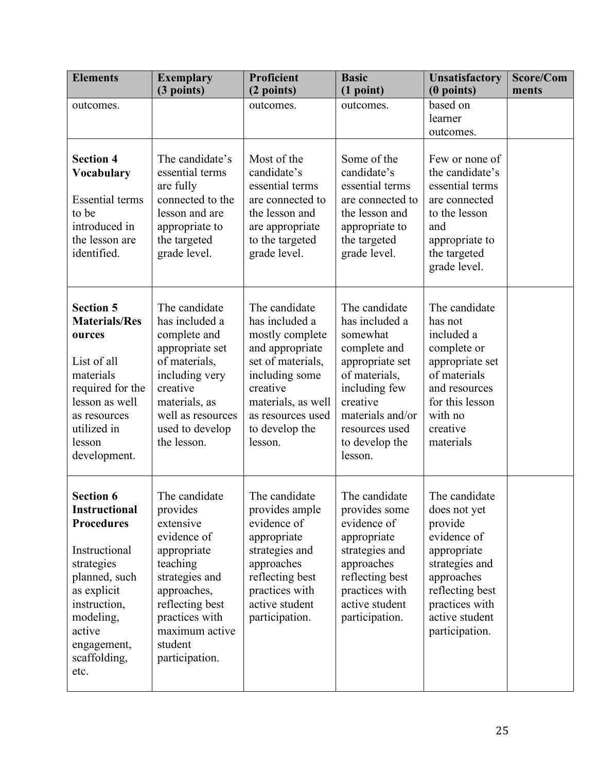| Elements | Exemplary (3 points) | Proficient (2 points) | Basic (1 point) | Unsatisfactory (0 points) | Score/Comments |
|---|---|---|---|---|---|
| outcomes. | | outcomes. | outcomes. | based on learner outcomes. | |
| **Section 4 Vocabulary** Essential terms to be introduced in the lesson are identified. | The candidate's essential terms are fully connected to the lesson and are appropriate to the targeted grade level. | Most of the candidate's essential terms are connected to the lesson and are appropriate to the targeted grade level. | Some of the candidate's essential terms are connected to the lesson and appropriate to the targeted grade level. | Few or none of the candidate's essential terms are connected to the lesson and appropriate to the targeted grade level. | |
| **Section 5 Materials/Resources** List of all materials required for the lesson as well as resources utilized in lesson development. | The candidate has included a complete and appropriate set of materials, including very creative materials, as well as resources used to develop the lesson. | The candidate has included a mostly complete and appropriate set of materials, including some creative materials, as well as resources used to develop the lesson. | The candidate has included a somewhat complete and appropriate set of materials, including few creative materials and/or resources used to develop the lesson. | The candidate has not included a complete or appropriate set of materials and resources for this lesson with no creative materials | |
| **Section 6 Instructional Procedures** Instructional strategies planned, such as explicit instruction, modeling, active engagement, scaffolding, etc. | The candidate provides extensive evidence of appropriate teaching strategies and approaches, reflecting best practices with maximum active student participation. | The candidate provides ample evidence of appropriate strategies and approaches reflecting best practices with active student participation. | The candidate provides some evidence of appropriate strategies and approaches reflecting best practices with active student participation. | The candidate does not yet provide evidence of appropriate strategies and approaches reflecting best practices with active student participation. | |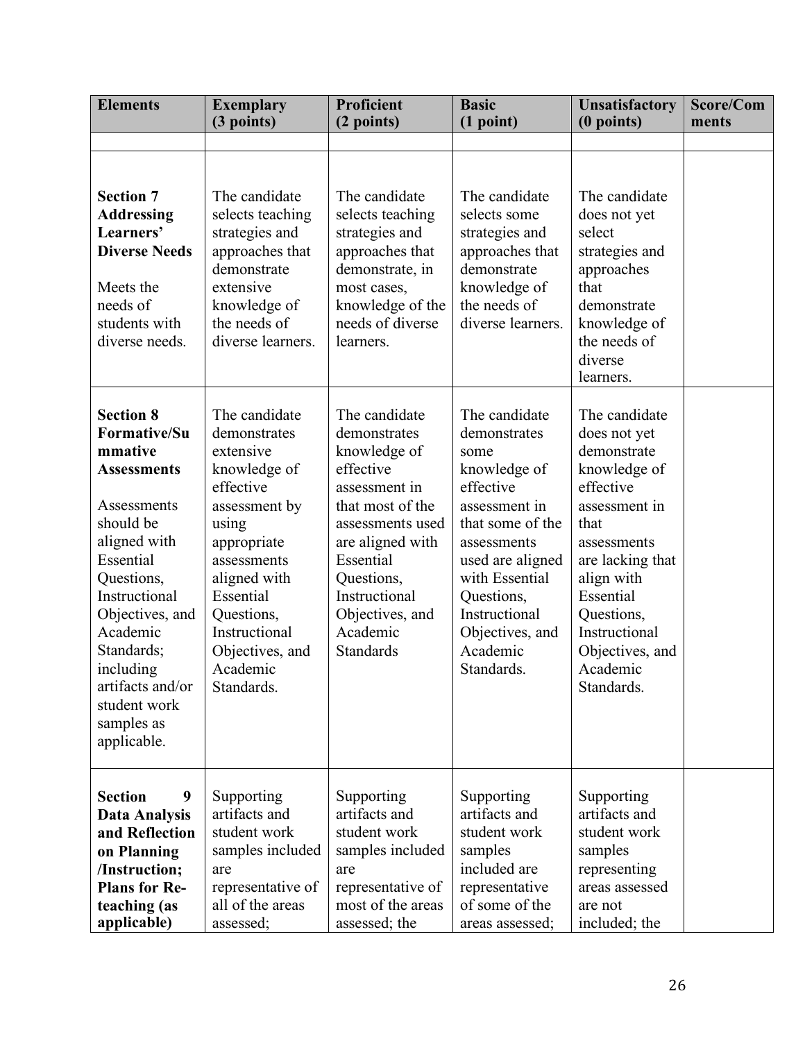| Elements | Exemplary (3 points) | Proficient (2 points) | Basic (1 point) | Unsatisfactory (0 points) | Score/Comments |
|---|---|---|---|---|---|
| | | | | | |
| **Section 7 Addressing Learners' Diverse Needs** Meets the needs of students with diverse needs. | The candidate selects teaching strategies and approaches that demonstrate extensive knowledge of the needs of diverse learners. | The candidate selects teaching strategies and approaches that demonstrate, in most cases, knowledge of the needs of diverse learners. | The candidate selects some strategies and approaches that demonstrate knowledge of the needs of diverse learners. | The candidate does not yet select strategies and approaches that demonstrate knowledge of the needs of diverse learners. | |
| **Section 8 Formative/Summative Assessments** Assessments should be aligned with Essential Questions, Instructional Objectives, and Academic Standards; including artifacts and/or student work samples as applicable. | The candidate demonstrates extensive knowledge of effective assessment by using appropriate assessments aligned with Essential Questions, Instructional Objectives, and Academic Standards. | The candidate demonstrates knowledge of effective assessment in that most of the assessments used are aligned with Essential Questions, Instructional Objectives, and Academic Standards | The candidate demonstrates some knowledge of effective assessment in that some of the assessments used are aligned with Essential Questions, Instructional Objectives, and Academic Standards. | The candidate does not yet demonstrate knowledge of effective assessment in that assessments are lacking that align with Essential Questions, Instructional Objectives, and Academic Standards. | |
| **Section 9 Data Analysis and Reflection on Planning /Instruction; Plans for Re-teaching (as applicable)** | Supporting artifacts and student work samples included are representative of all of the areas assessed; | Supporting artifacts and student work samples included are representative of most of the areas assessed; the | Supporting artifacts and student work samples included are representative of some of the areas assessed; | Supporting artifacts and student work samples representing areas assessed are not included; the | |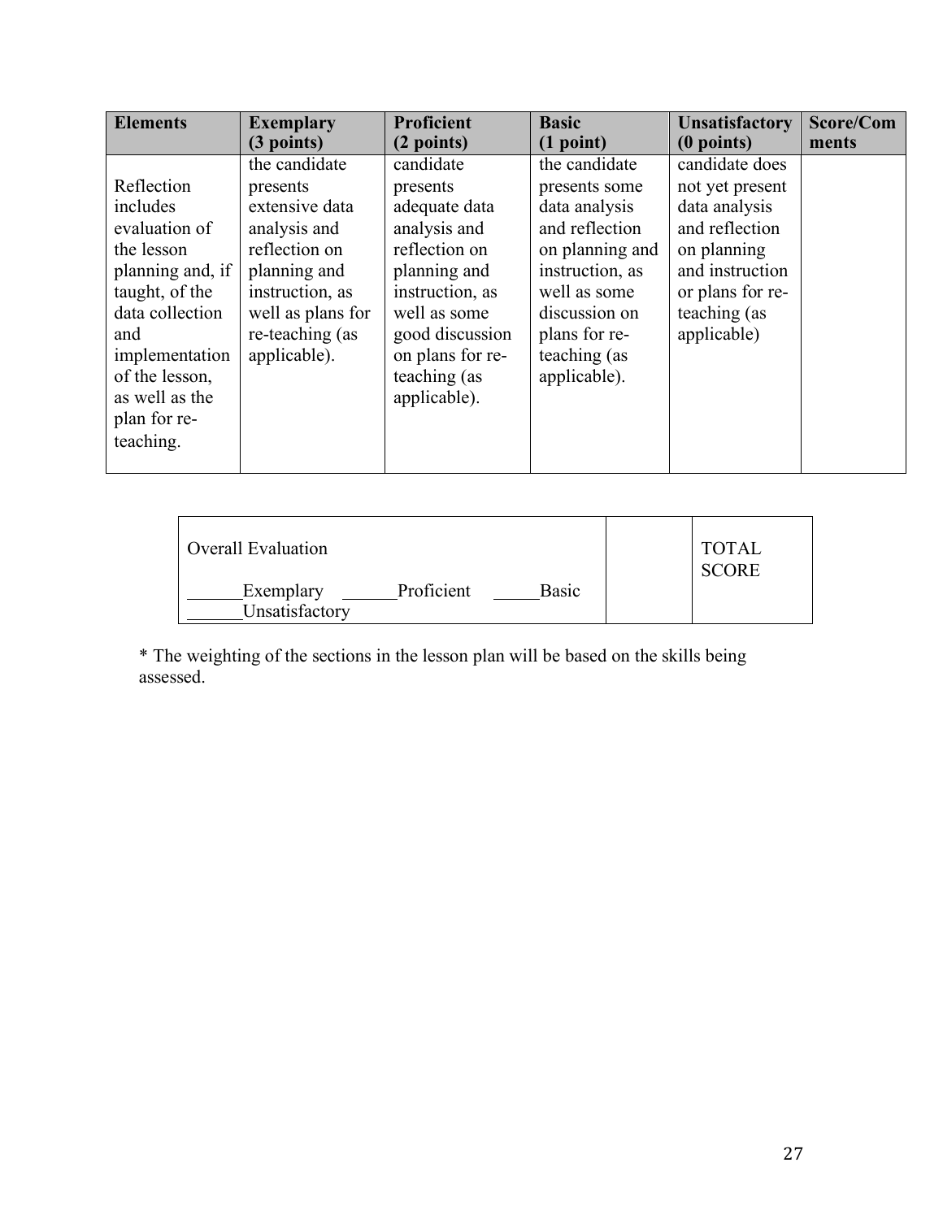| Elements | Exemplary (3 points) | Proficient (2 points) | Basic (1 point) | Unsatisfactory (0 points) | Score/Comments |
|---|---|---|---|---|---|
| Reflection includes evaluation of the lesson planning and, if taught, of the data collection and implementation of the lesson, as well as the plan for re-teaching. | the candidate presents extensive data analysis and reflection on planning and instruction, as well as plans for re-teaching (as applicable). | candidate presents adequate data analysis and reflection on planning and instruction, as well as some good discussion on plans for re-teaching (as applicable). | the candidate presents some data analysis and reflection on planning and instruction, as well as some discussion on plans for re-teaching (as applicable). | candidate does not yet present data analysis and reflection on planning and instruction or plans for re-teaching (as applicable) | |

| Overall Evaluation<br><br>______Exemplary ______Proficient _____Basic ______Unsatisfactory | | TOTAL SCORE |
|---|---|---|

* The weighting of the sections in the lesson plan will be based on the skills being assessed.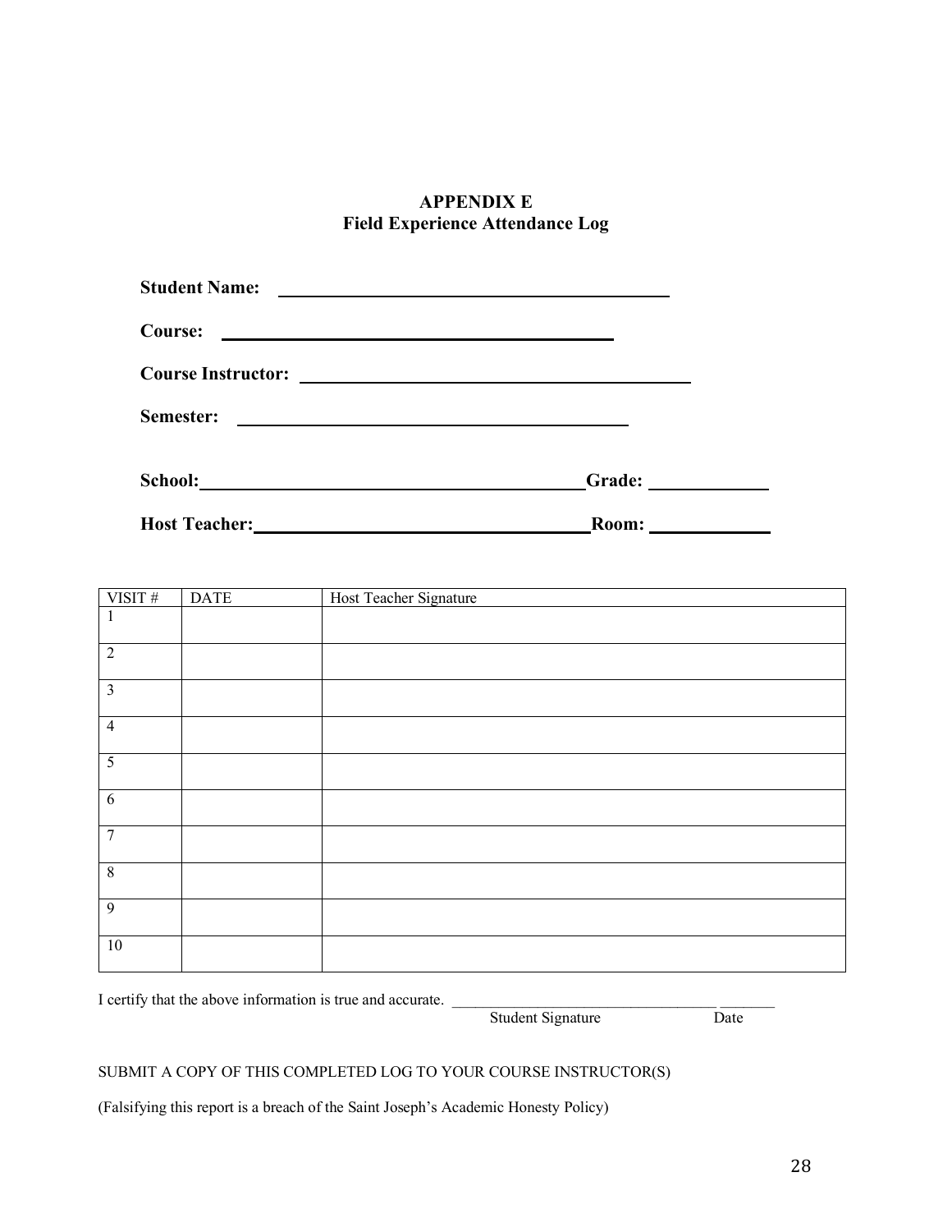## APPENDIX E
## Field Experience Attendance Log

**Student Name:** ______________________________

**Course:** ______________________________

**Course Instructor:** ______________________________

**Semester:** ______________________________

**School:** ______________________________ **Grade:** __________

**Host Teacher:** ______________________________ **Room:** __________

| VISIT # | DATE | Host Teacher Signature |
|---|---|---|
| 1 | | |
| 2 | | |
| 3 | | |
| 4 | | |
| 5 | | |
| 6 | | |
| 7 | | |
| 8 | | |
| 9 | | |
| 10 | | |

I certify that the above information is true and accurate. ______________________________ __________
Student Signature Date

SUBMIT A COPY OF THIS COMPLETED LOG TO YOUR COURSE INSTRUCTOR(S)

(Falsifying this report is a breach of the Saint Joseph's Academic Honesty Policy)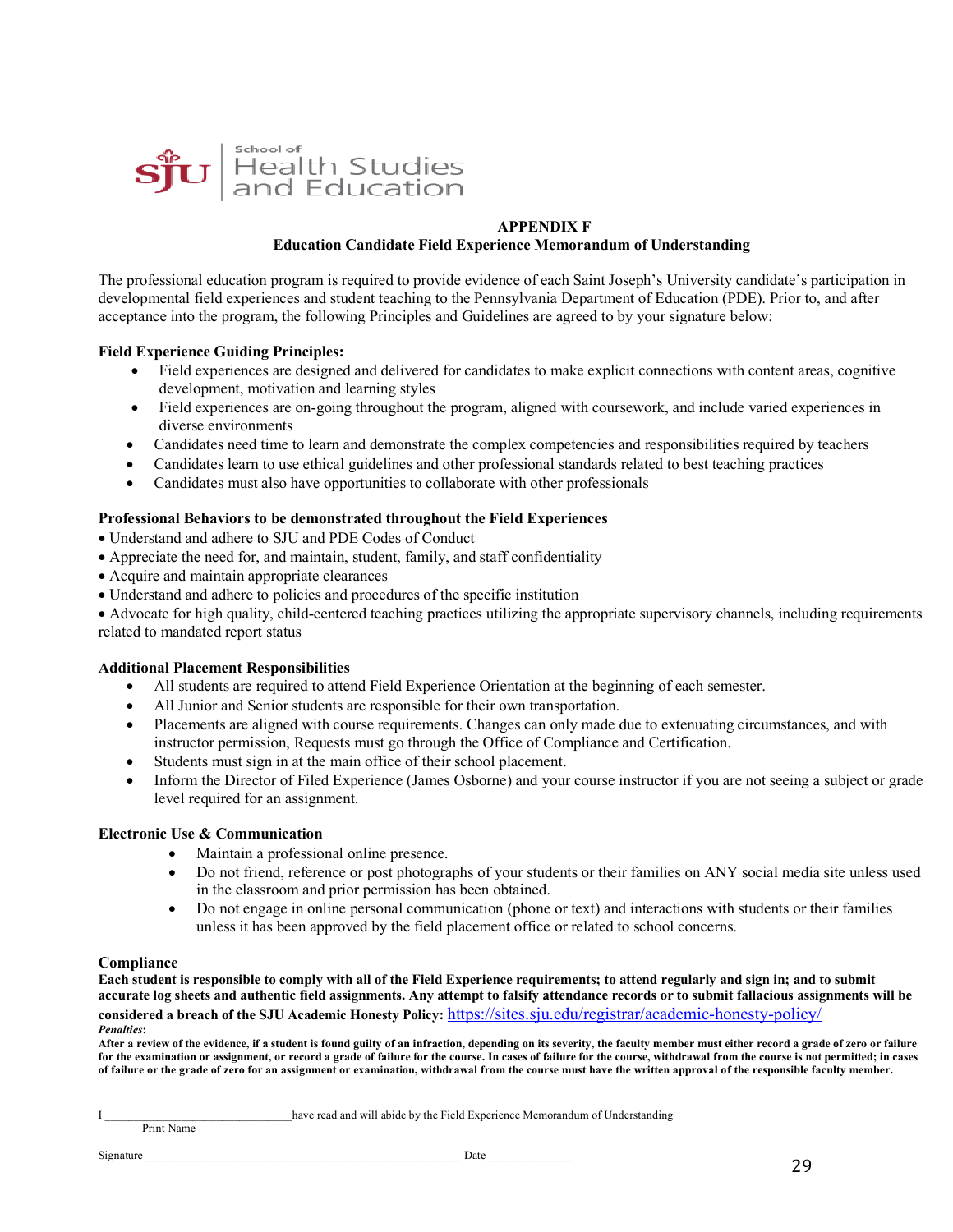School of Health Studies and Education

**APPENDIX F**
**Education Candidate Field Experience Memorandum of Understanding**

The professional education program is required to provide evidence of each Saint Joseph's University candidate's participation in developmental field experiences and student teaching to the Pennsylvania Department of Education (PDE). Prior to, and after acceptance into the program, the following Principles and Guidelines are agreed to by your signature below:

**Field Experience Guiding Principles:**

- Field experiences are designed and delivered for candidates to make explicit connections with content areas, cognitive development, motivation and learning styles
- Field experiences are on-going throughout the program, aligned with coursework, and include varied experiences in diverse environments
- Candidates need time to learn and demonstrate the complex competencies and responsibilities required by teachers
- Candidates learn to use ethical guidelines and other professional standards related to best teaching practices
- Candidates must also have opportunities to collaborate with other professionals

**Professional Behaviors to be demonstrated throughout the Field Experiences**

- Understand and adhere to SJU and PDE Codes of Conduct
- Appreciate the need for, and maintain, student, family, and staff confidentiality
- Acquire and maintain appropriate clearances
- Understand and adhere to policies and procedures of the specific institution
- Advocate for high quality, child-centered teaching practices utilizing the appropriate supervisory channels, including requirements related to mandated report status

**Additional Placement Responsibilities**

- All students are required to attend Field Experience Orientation at the beginning of each semester.
- All Junior and Senior students are responsible for their own transportation.
- Placements are aligned with course requirements. Changes can only made due to extenuating circumstances, and with instructor permission, Requests must go through the Office of Compliance and Certification.
- Students must sign in at the main office of their school placement.
- Inform the Director of Filed Experience (James Osborne) and your course instructor if you are not seeing a subject or grade level required for an assignment.

**Electronic Use & Communication**

- Maintain a professional online presence.
- Do not friend, reference or post photographs of your students or their families on ANY social media site unless used in the classroom and prior permission has been obtained.
- Do not engage in online personal communication (phone or text) and interactions with students or their families unless it has been approved by the field placement office or related to school concerns.

**Compliance**

**Each student is responsible to comply with all of the Field Experience requirements; to attend regularly and sign in; and to submit accurate log sheets and authentic field assignments. Any attempt to falsify attendance records or to submit fallacious assignments will be considered a breach of the SJU Academic Honesty Policy:** https://sites.sju.edu/registrar/academic-honesty-policy/

***Penalties*:**

**After a review of the evidence, if a student is found guilty of an infraction, depending on its severity, the faculty member must either record a grade of zero or failure for the examination or assignment, or record a grade of failure for the course. In cases of failure for the course, withdrawal from the course is not permitted; in cases of failure or the grade of zero for an assignment or examination, withdrawal from the course must have the written approval of the responsible faculty member.**

I \_\_\_\_\_\_\_\_\_\_\_\_\_\_\_\_\_\_\_\_\_\_\_\_\_\_\_\_\_\_have read and will abide by the Field Experience Memorandum of Understanding
Print Name

Signature \_\_\_\_\_\_\_\_\_\_\_\_\_\_\_\_\_\_\_\_\_\_\_\_\_\_\_\_\_\_\_\_\_\_\_\_\_\_\_\_\_\_\_\_\_\_\_\_ Date\_\_\_\_\_\_\_\_\_\_\_\_\_\_